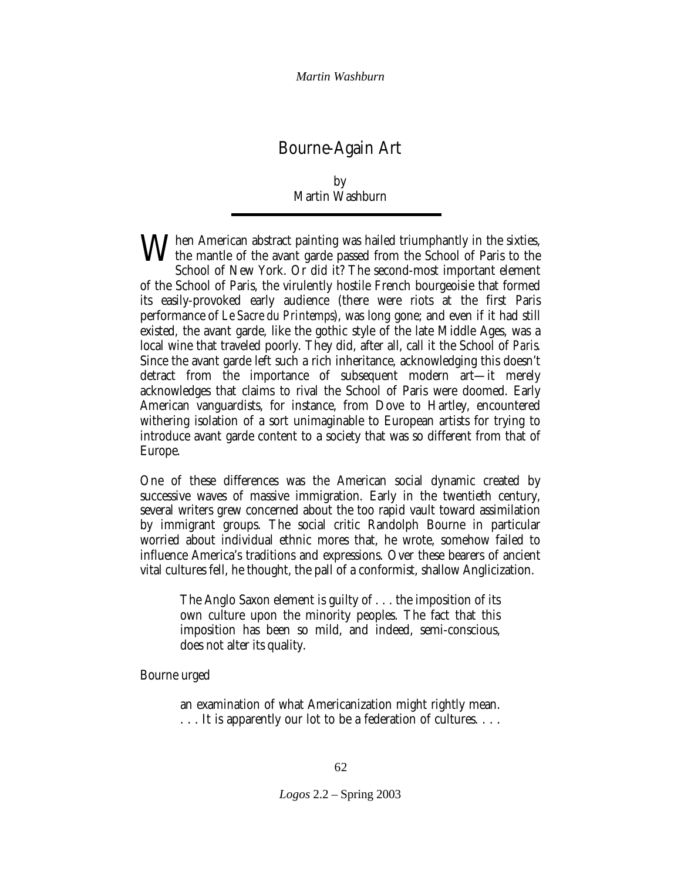# Bourne-Again Art

by
Martin Washburn

When American abstract painting was hailed triumphantly in the sixties, the mantle of the avant garde passed from the School of Paris to the School of New York. Or did it? The second-most important element of the School of Paris, the virulently hostile French bourgeoisie that formed its easily-provoked early audience (there were riots at the first Paris performance of *Le Sacre du Printemps*), was long gone; and even if it had still existed, the avant garde, like the gothic style of the late Middle Ages, was a local wine that traveled poorly. They did, after all, call it the School of *Paris*. Since the avant garde left such a rich inheritance, acknowledging this doesn't detract from the importance of subsequent modern art—it merely acknowledges that claims to rival the School of Paris were doomed. Early American vanguardists, for instance, from Dove to Hartley, encountered withering isolation of a sort unimaginable to European artists for trying to introduce avant garde content to a society that was so different from that of Europe.

One of these differences was the American social dynamic created by successive waves of massive immigration. Early in the twentieth century, several writers grew concerned about the too rapid vault toward assimilation by immigrant groups. The social critic Randolph Bourne in particular worried about individual ethnic mores that, he wrote, somehow failed to influence America's traditions and expressions. Over these bearers of ancient vital cultures fell, he thought, the pall of a conformist, shallow Anglicization.

> The Anglo Saxon element is guilty of . . . the imposition of its own culture upon the minority peoples. The fact that this imposition has been so mild, and indeed, semi-conscious, does not alter its quality.

Bourne urged

> an examination of what Americanization might rightly mean. . . . It is apparently our lot to be a federation of cultures. . . .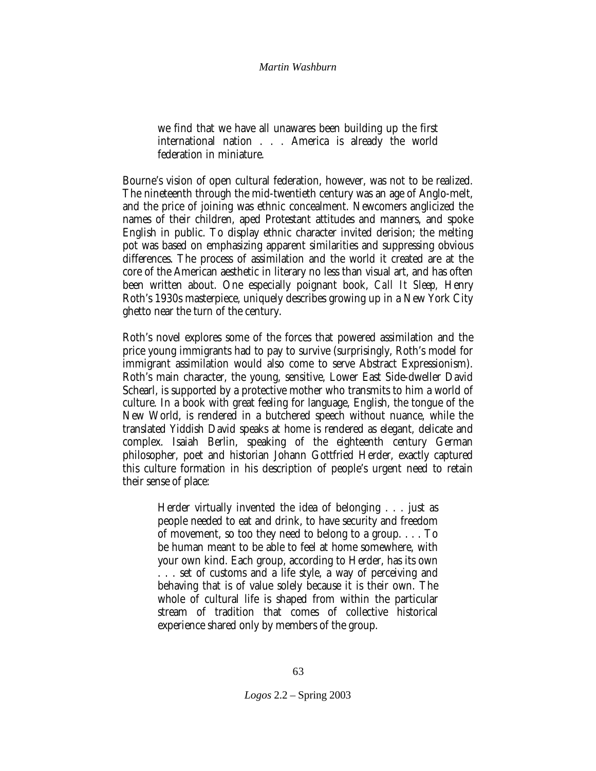> we find that we have all unawares been building up the first international nation . . . America is already the world federation in miniature.

Bourne's vision of open cultural federation, however, was not to be realized. The nineteenth through the mid-twentieth century was an age of Anglo-melt, and the price of joining was ethnic concealment. Newcomers anglicized the names of their children, aped Protestant attitudes and manners, and spoke English in public. To display ethnic character invited derision; the melting pot was based on emphasizing apparent similarities and suppressing obvious differences. The process of assimilation and the world it created are at the core of the American aesthetic in literary no less than visual art, and has often been written about. One especially poignant book, *Call It Sleep,* Henry Roth's 1930s masterpiece, uniquely describes growing up in a New York City ghetto near the turn of the century.

Roth's novel explores some of the forces that powered assimilation and the price young immigrants had to pay to survive (surprisingly, Roth's model for immigrant assimilation would also come to serve Abstract Expressionism). Roth's main character, the young, sensitive, Lower East Side-dweller David Schearl, is supported by a protective mother who transmits to him a world of culture. In a book with great feeling for language, English, the tongue of the New World, is rendered in a butchered speech without nuance, while the translated Yiddish David speaks at home is rendered as elegant, delicate and complex. Isaiah Berlin, speaking of the eighteenth century German philosopher, poet and historian Johann Gottfried Herder, exactly captured this culture formation in his description of people's urgent need to retain their sense of place:

> Herder virtually invented the idea of belonging . . . just as people needed to eat and drink, to have security and freedom of movement, so too they need to belong to a group. . . . To be human meant to be able to feel at home somewhere, with your own kind. Each group, according to Herder, has its own . . . set of customs and a life style, a way of perceiving and behaving that is of value solely because it is their own. The whole of cultural life is shaped from within the particular stream of tradition that comes of collective historical experience shared only by members of the group.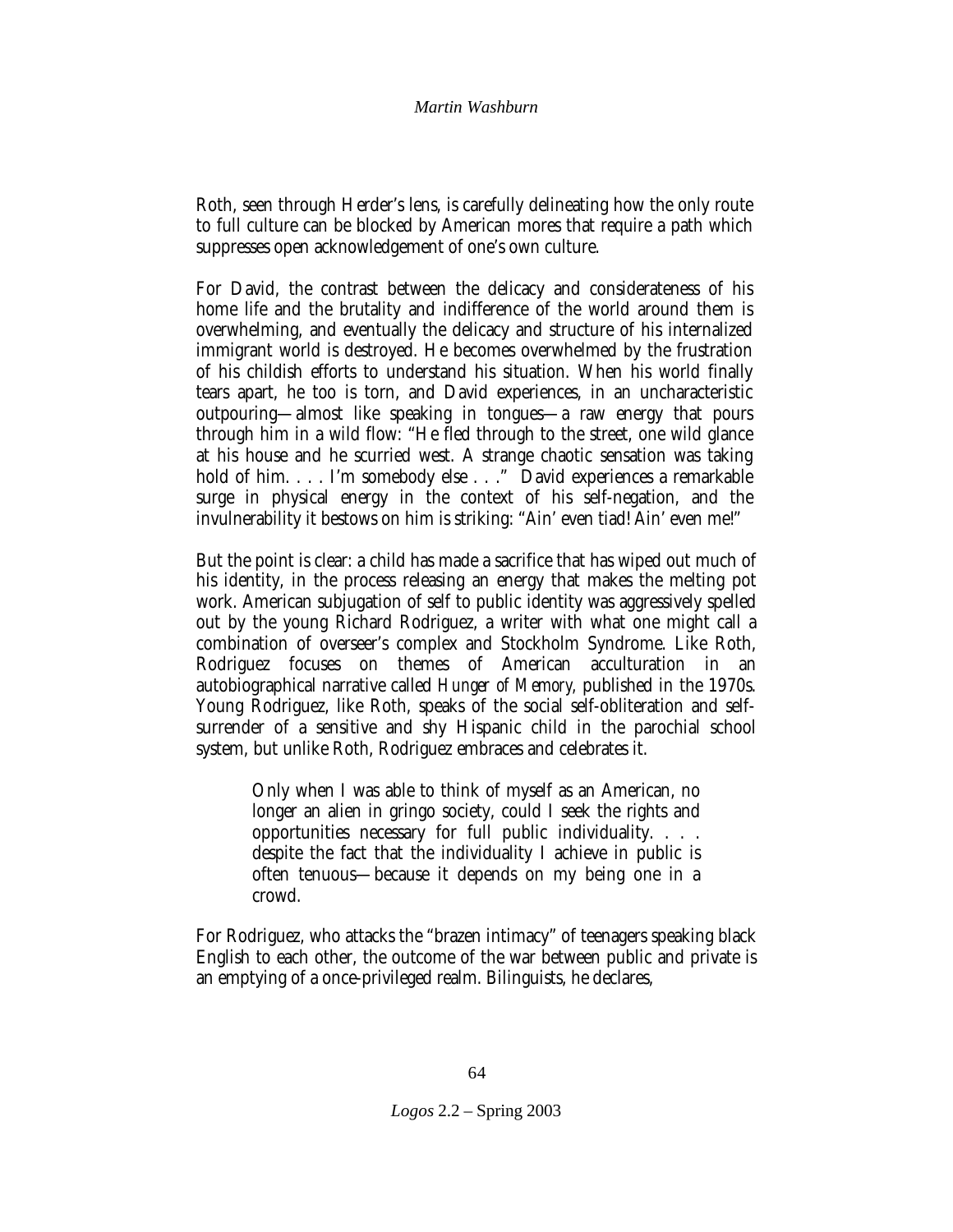Roth, seen through Herder's lens, is carefully delineating how the only route to full culture can be blocked by American mores that require a path which suppresses open acknowledgement of one's own culture.

For David, the contrast between the delicacy and considerateness of his home life and the brutality and indifference of the world around them is overwhelming, and eventually the delicacy and structure of his internalized immigrant world is destroyed. He becomes overwhelmed by the frustration of his childish efforts to understand his situation. When his world finally tears apart, he too is torn, and David experiences, in an uncharacteristic outpouring—almost like speaking in tongues—a raw energy that pours through him in a wild flow: "He fled through to the street, one wild glance at his house and he scurried west. A strange chaotic sensation was taking hold of him. . . . I'm somebody else . . ." David experiences a remarkable surge in physical energy in the context of his self-negation, and the invulnerability it bestows on him is striking: "Ain' even tiad! Ain' even me!"

But the point is clear: a child has made a sacrifice that has wiped out much of his identity, in the process releasing an energy that makes the melting pot work. American subjugation of self to public identity was aggressively spelled out by the young Richard Rodriguez, a writer with what one might call a combination of overseer's complex and Stockholm Syndrome. Like Roth, Rodriguez focuses on themes of American acculturation in an autobiographical narrative called *Hunger of Memory*, published in the 1970s. Young Rodriguez, like Roth, speaks of the social self-obliteration and self-surrender of a sensitive and shy Hispanic child in the parochial school system, but unlike Roth, Rodriguez embraces and celebrates it.

> Only when I was able to think of myself as an American, no longer an alien in gringo society, could I seek the rights and opportunities necessary for full public individuality. . . . despite the fact that the individuality I achieve in public is often tenuous—because it depends on my being one in a crowd.

For Rodriguez, who attacks the "brazen intimacy" of teenagers speaking black English to each other, the outcome of the war between public and private is an emptying of a once-privileged realm. Bilinguists, he declares,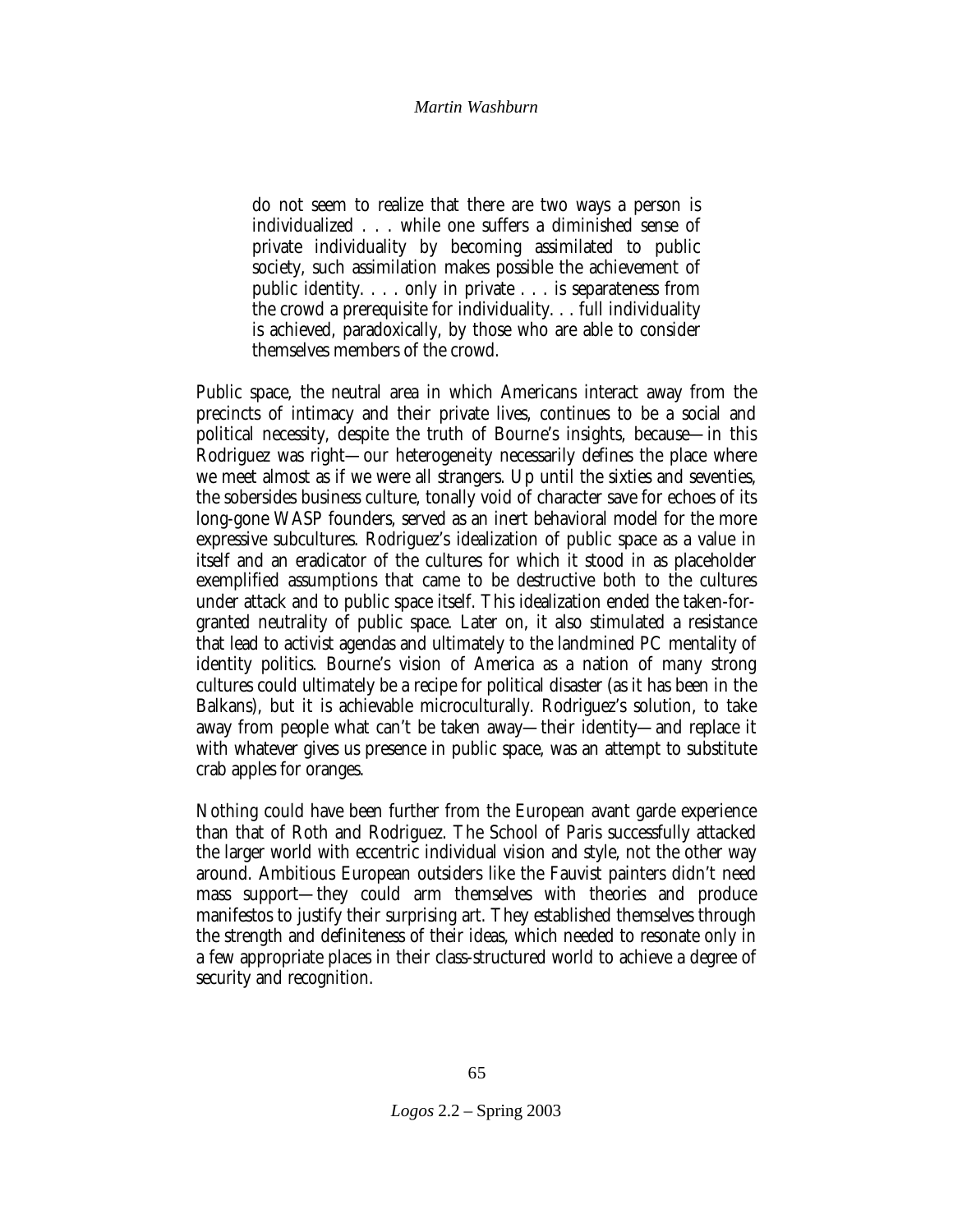> do not seem to realize that there are two ways a person is individualized . . . while one suffers a diminished sense of private individuality by becoming assimilated to public society, such assimilation makes possible the achievement of public identity. . . . only in private . . . is separateness from the crowd a prerequisite for individuality. . . full individuality is achieved, paradoxically, by those who are able to consider themselves members of the crowd.

Public space, the neutral area in which Americans interact away from the precincts of intimacy and their private lives, continues to be a social and political necessity, despite the truth of Bourne's insights, because—in this Rodriguez was right—our heterogeneity necessarily defines the place where we meet almost as if we were all strangers. Up until the sixties and seventies, the sobersides business culture, tonally void of character save for echoes of its long-gone WASP founders, served as an inert behavioral model for the more expressive subcultures. Rodriguez's idealization of public space as a value in itself and an eradicator of the cultures for which it stood in as placeholder exemplified assumptions that came to be destructive both to the cultures under attack and to public space itself. This idealization ended the taken-for-granted neutrality of public space. Later on, it also stimulated a resistance that lead to activist agendas and ultimately to the landmined PC mentality of identity politics. Bourne's vision of America as a nation of many strong cultures could ultimately be a recipe for political disaster (as it has been in the Balkans), but it is achievable microculturally. Rodriguez's solution, to take away from people what can't be taken away—their identity—and replace it with whatever gives us presence in public space, was an attempt to substitute crab apples for oranges.

Nothing could have been further from the European avant garde experience than that of Roth and Rodriguez. The School of Paris successfully attacked the larger world with eccentric individual vision and style, not the other way around. Ambitious European outsiders like the Fauvist painters didn't need mass support—they could arm themselves with theories and produce manifestos to justify their surprising art. They established themselves through the strength and definiteness of their ideas, which needed to resonate only in a few appropriate places in their class-structured world to achieve a degree of security and recognition.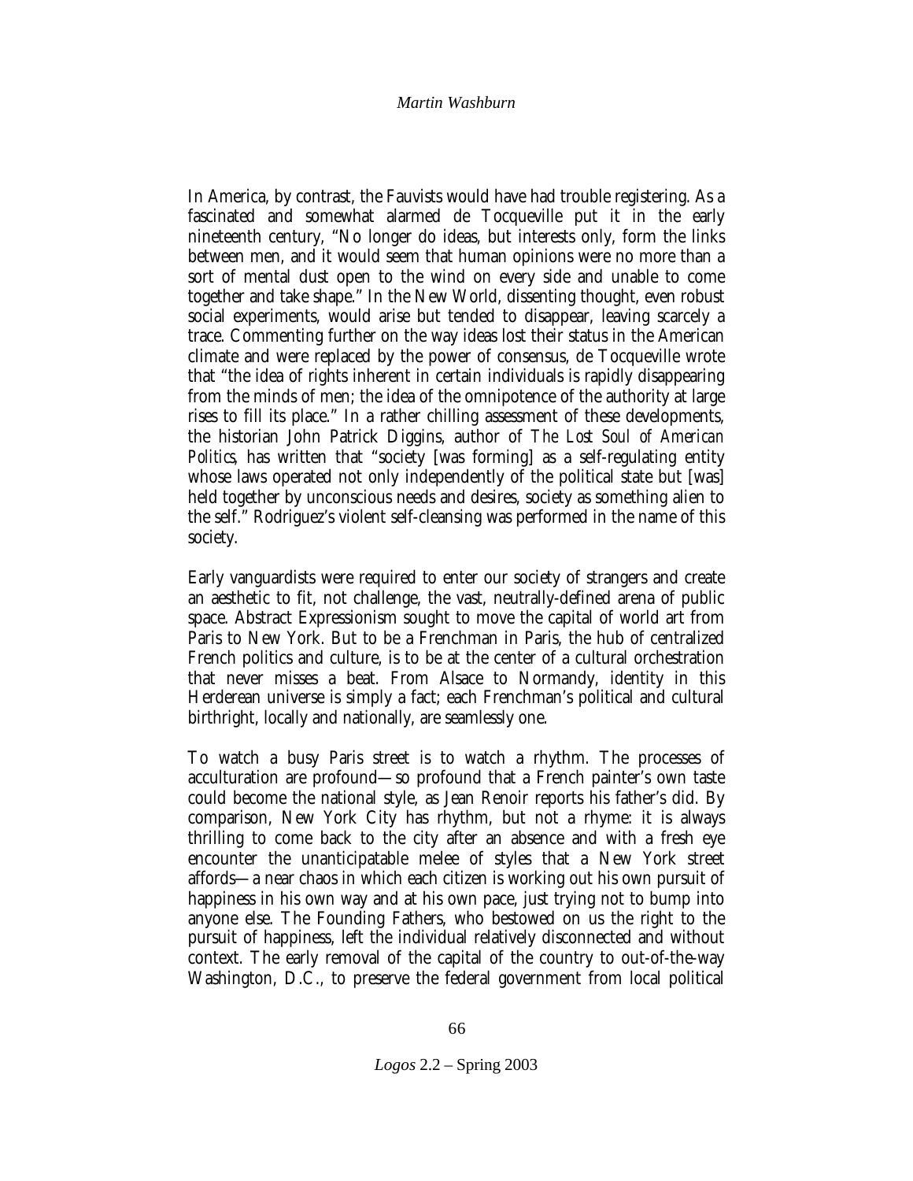In America, by contrast, the Fauvists would have had trouble registering. As a fascinated and somewhat alarmed de Tocqueville put it in the early nineteenth century, "No longer do ideas, but interests only, form the links between men, and it would seem that human opinions were no more than a sort of mental dust open to the wind on every side and unable to come together and take shape." In the New World, dissenting thought, even robust social experiments, would arise but tended to disappear, leaving scarcely a trace. Commenting further on the way ideas lost their status in the American climate and were replaced by the power of consensus, de Tocqueville wrote that "the idea of rights inherent in certain individuals is rapidly disappearing from the minds of men; the idea of the omnipotence of the authority at large rises to fill its place." In a rather chilling assessment of these developments, the historian John Patrick Diggins, author of *The Lost Soul of American Politics*, has written that "society [was forming] as a self-regulating entity whose laws operated not only independently of the political state but [was] held together by unconscious needs and desires, society as something alien to the self." Rodriguez's violent self-cleansing was performed in the name of this society.

Early vanguardists were required to enter our society of strangers and create an aesthetic to fit, not challenge, the vast, neutrally-defined arena of public space. Abstract Expressionism sought to move the capital of world art from Paris to New York. But to be a Frenchman in Paris, the hub of centralized French politics and culture, is to be at the center of a cultural orchestration that never misses a beat. From Alsace to Normandy, identity in this Herderean universe is simply a fact; each Frenchman's political and cultural birthright, locally and nationally, are seamlessly one.

To watch a busy Paris street is to watch a rhythm. The processes of acculturation are profound—so profound that a French painter's own taste could become the national style, as Jean Renoir reports his father's did. By comparison, New York City has rhythm, but not a rhyme: it is always thrilling to come back to the city after an absence and with a fresh eye encounter the unanticipatable melee of styles that a New York street affords—a near chaos in which each citizen is working out his own pursuit of happiness in his own way and at his own pace, just trying not to bump into anyone else. The Founding Fathers, who bestowed on us the right to the pursuit of happiness, left the individual relatively disconnected and without context. The early removal of the capital of the country to out-of-the-way Washington, D.C., to preserve the federal government from local political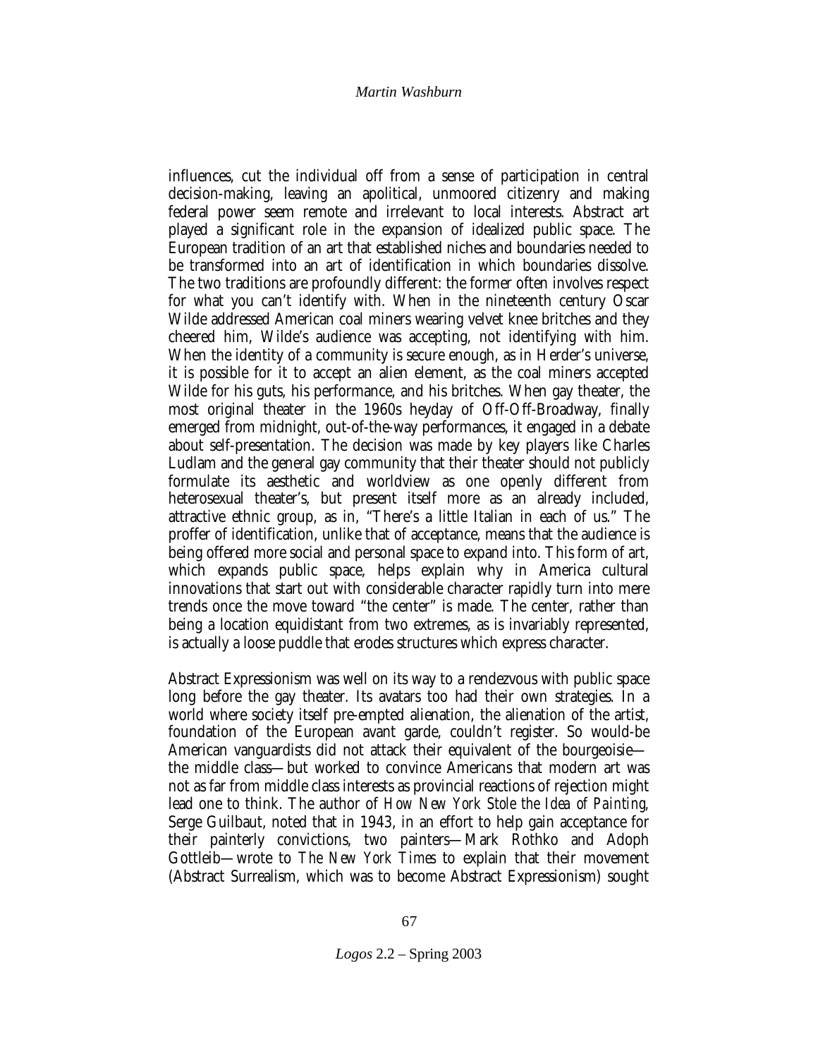influences, cut the individual off from a sense of participation in central decision-making, leaving an apolitical, unmoored citizenry and making federal power seem remote and irrelevant to local interests. Abstract art played a significant role in the expansion of idealized public space. The European tradition of an art that established niches and boundaries needed to be transformed into an art of identification in which boundaries dissolve. The two traditions are profoundly different: the former often involves respect for what you can't identify with. When in the nineteenth century Oscar Wilde addressed American coal miners wearing velvet knee britches and they cheered him, Wilde's audience was accepting, not identifying with him. When the identity of a community is secure enough, as in Herder's universe, it is possible for it to accept an alien element, as the coal miners accepted Wilde for his guts, his performance, and his britches. When gay theater, the most original theater in the 1960s heyday of Off-Off-Broadway, finally emerged from midnight, out-of-the-way performances, it engaged in a debate about self-presentation. The decision was made by key players like Charles Ludlam and the general gay community that their theater should not publicly formulate its aesthetic and worldview as one openly different from heterosexual theater's, but present itself more as an already included, attractive ethnic group, as in, "There's a little Italian in each of us." The proffer of identification, unlike that of acceptance, means that the audience is being offered more social and personal space to expand into. This form of art, which expands public space, helps explain why in America cultural innovations that start out with considerable character rapidly turn into mere trends once the move toward "the center" is made. The center, rather than being a location equidistant from two extremes, as is invariably represented, is actually a loose puddle that erodes structures which express character.

Abstract Expressionism was well on its way to a rendezvous with public space long before the gay theater. Its avatars too had their own strategies. In a world where society itself pre-empted alienation, the alienation of the artist, foundation of the European avant garde, couldn't register. So would-be American vanguardists did not attack their equivalent of the bourgeoisie—the middle class—but worked to convince Americans that modern art was not as far from middle class interests as provincial reactions of rejection might lead one to think. The author of *How New York Stole the Idea of Painting*, Serge Guilbaut, noted that in 1943, in an effort to help gain acceptance for their painterly convictions, two painters—Mark Rothko and Adoph Gottleib—wrote to *The New York Times* to explain that their movement (Abstract Surrealism, which was to become Abstract Expressionism) sought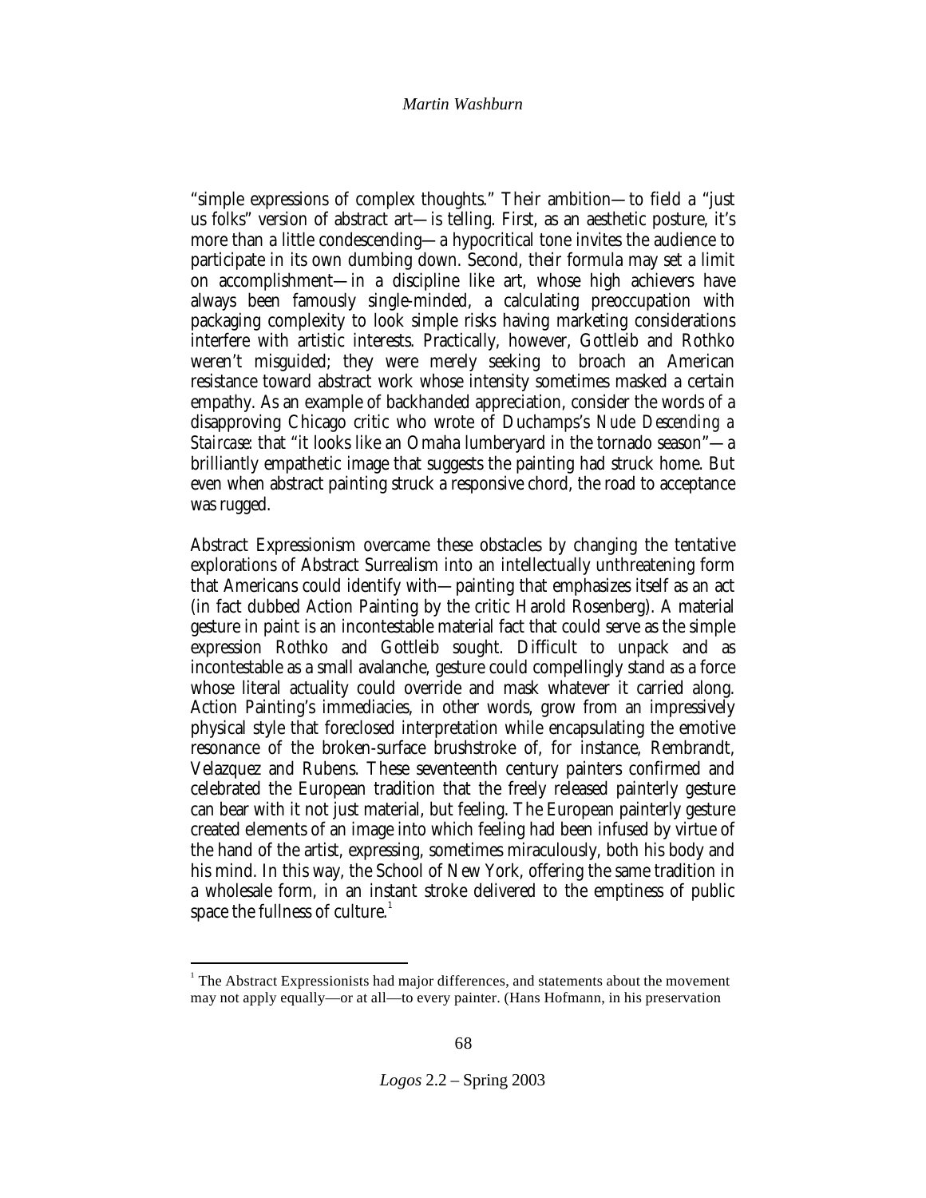"simple expressions of complex thoughts." Their ambition—to field a "just us folks" version of abstract art—is telling. First, as an aesthetic posture, it's more than a little condescending—a hypocritical tone invites the audience to participate in its own dumbing down. Second, their formula may set a limit on accomplishment—in a discipline like art, whose high achievers have always been famously single-minded, a calculating preoccupation with packaging complexity to look simple risks having marketing considerations interfere with artistic interests. Practically, however, Gottleib and Rothko weren't misguided; they were merely seeking to broach an American resistance toward abstract work whose intensity sometimes masked a certain empathy. As an example of backhanded appreciation, consider the words of a disapproving Chicago critic who wrote of Duchamps's *Nude Descending a Staircase*: that "it looks like an Omaha lumberyard in the tornado season"—a brilliantly empathetic image that suggests the painting had struck home. But even when abstract painting struck a responsive chord, the road to acceptance was rugged.

Abstract Expressionism overcame these obstacles by changing the tentative explorations of Abstract Surrealism into an intellectually unthreatening form that Americans could identify with—painting that emphasizes itself as an act (in fact dubbed Action Painting by the critic Harold Rosenberg). A material gesture in paint is an incontestable material fact that could serve as the simple expression Rothko and Gottleib sought. Difficult to unpack and as incontestable as a small avalanche, gesture could compellingly stand as a force whose literal actuality could override and mask whatever it carried along. Action Painting's immediacies, in other words, grow from an impressively physical style that foreclosed interpretation while encapsulating the emotive resonance of the broken-surface brushstroke of, for instance, Rembrandt, Velazquez and Rubens. These seventeenth century painters confirmed and celebrated the European tradition that the freely released painterly gesture can bear with it not just material, but feeling. The European painterly gesture created elements of an image into which feeling had been infused by virtue of the hand of the artist, expressing, sometimes miraculously, both his body and his mind. In this way, the School of New York, offering the same tradition in a wholesale form, in an instant stroke delivered to the emptiness of public space the fullness of culture.[1]

---

[1] The Abstract Expressionists had major differences, and statements about the movement may not apply equally—or at all—to every painter. (Hans Hofmann, in his preservation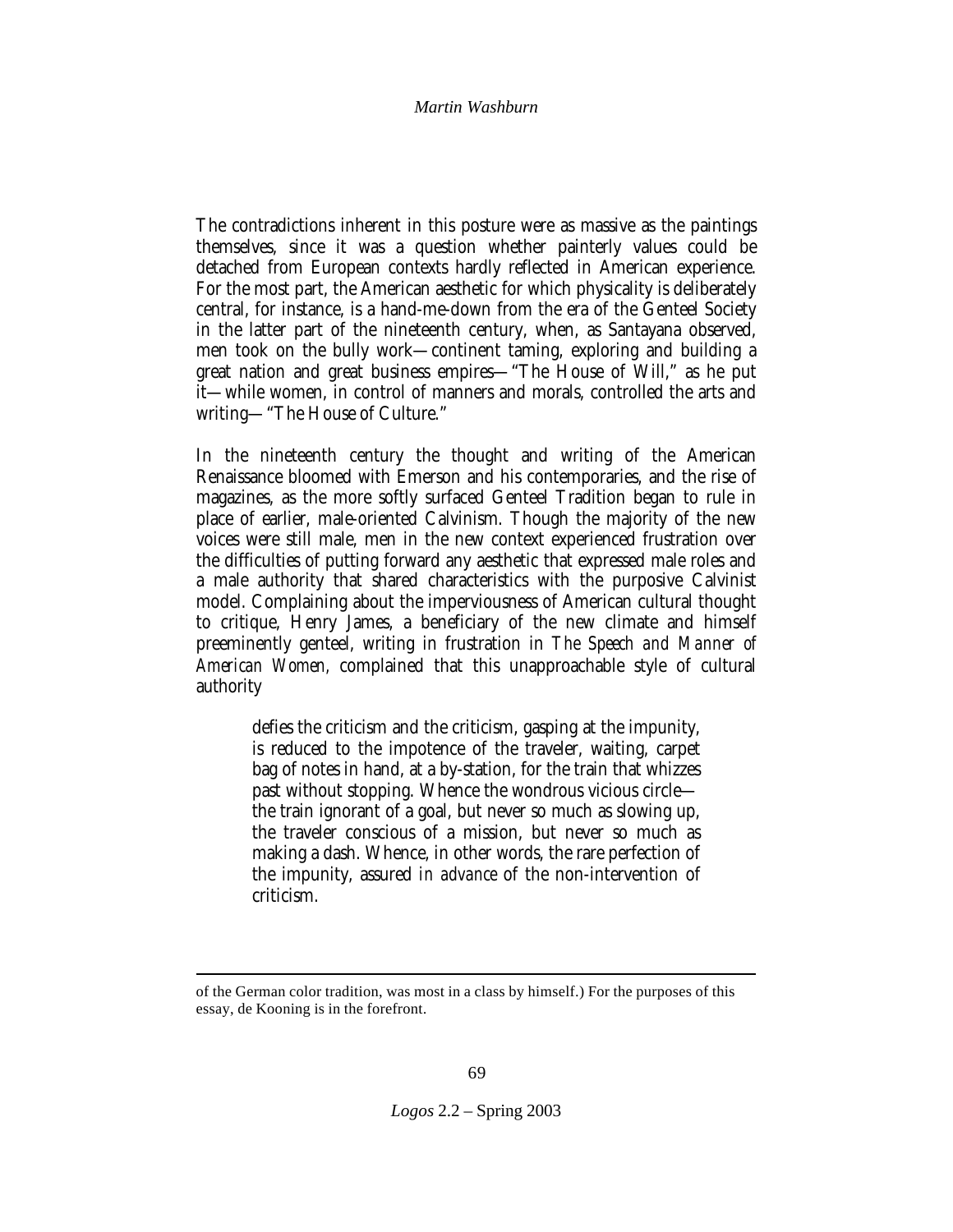The contradictions inherent in this posture were as massive as the paintings themselves, since it was a question whether painterly values could be detached from European contexts hardly reflected in American experience. For the most part, the American aesthetic for which physicality is deliberately central, for instance, is a hand-me-down from the era of the Genteel Society in the latter part of the nineteenth century, when, as Santayana observed, men took on the bully work—continent taming, exploring and building a great nation and great business empires—"The House of Will," as he put it—while women, in control of manners and morals, controlled the arts and writing—"The House of Culture."

In the nineteenth century the thought and writing of the American Renaissance bloomed with Emerson and his contemporaries, and the rise of magazines, as the more softly surfaced Genteel Tradition began to rule in place of earlier, male-oriented Calvinism. Though the majority of the new voices were still male, men in the new context experienced frustration over the difficulties of putting forward any aesthetic that expressed male roles and a male authority that shared characteristics with the purposive Calvinist model. Complaining about the imperviousness of American cultural thought to critique, Henry James, a beneficiary of the new climate and himself preeminently genteel, writing in frustration in *The Speech and Manner of American Women*, complained that this unapproachable style of cultural authority

> defies the criticism and the criticism, gasping at the impunity, is reduced to the impotence of the traveler, waiting, carpet bag of notes in hand, at a by-station, for the train that whizzes past without stopping. Whence the wondrous vicious circle—the train ignorant of a goal, but never so much as slowing up, the traveler conscious of a mission, but never so much as making a dash. Whence, in other words, the rare perfection of the impunity, assured *in advance* of the non-intervention of criticism.

---

of the German color tradition, was most in a class by himself.) For the purposes of this essay, de Kooning is in the forefront.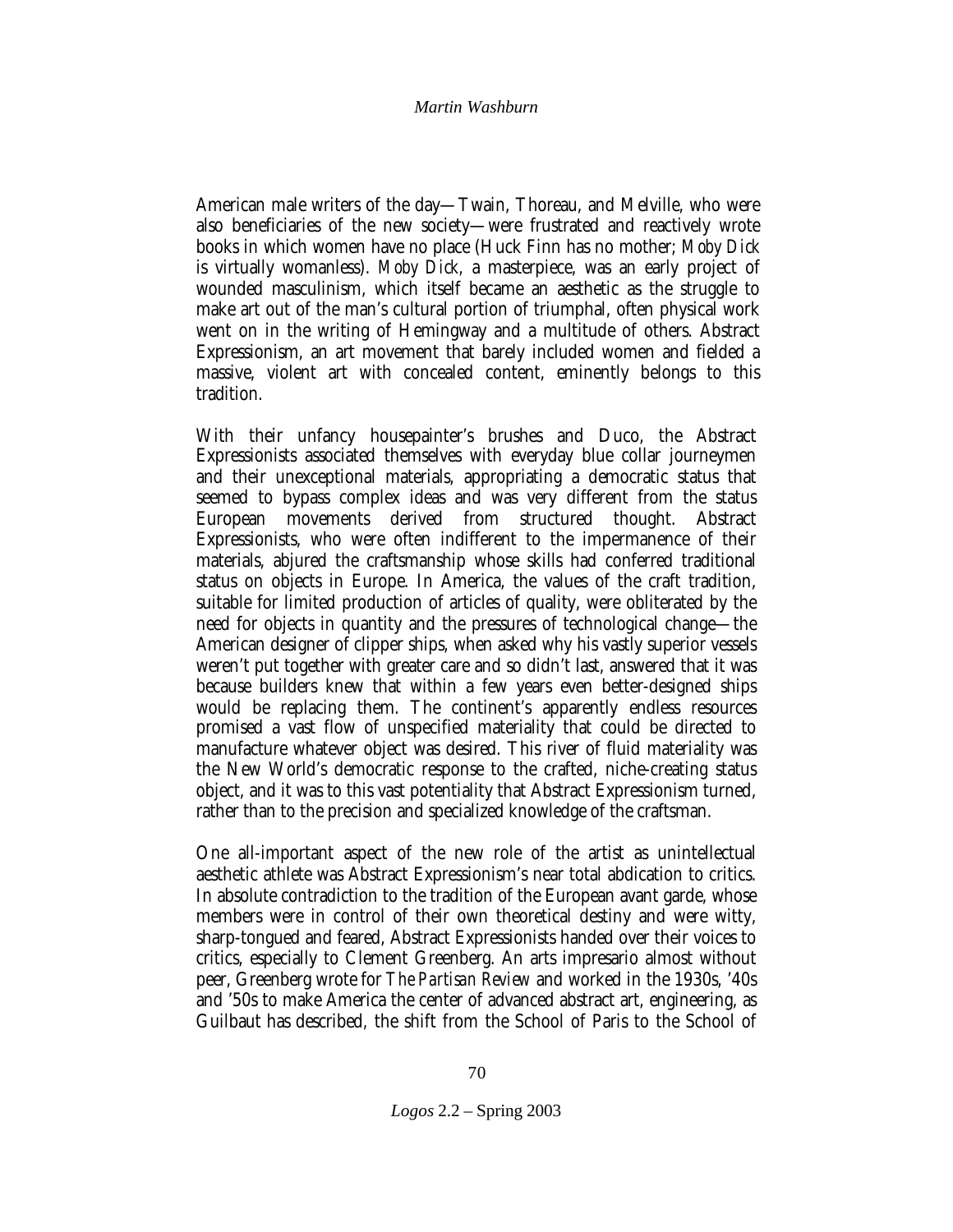American male writers of the day—Twain, Thoreau, and Melville, who were also beneficiaries of the new society—were frustrated and reactively wrote books in which women have no place (Huck Finn has no mother; *Moby Dick* is virtually womanless). *Moby Dick,* a masterpiece, was an early project of wounded masculinism, which itself became an aesthetic as the struggle to make art out of the man's cultural portion of triumphal, often physical work went on in the writing of Hemingway and a multitude of others. Abstract Expressionism, an art movement that barely included women and fielded a massive, violent art with concealed content, eminently belongs to this tradition.

With their unfancy housepainter's brushes and Duco, the Abstract Expressionists associated themselves with everyday blue collar journeymen and their unexceptional materials, appropriating a democratic status that seemed to bypass complex ideas and was very different from the status European movements derived from structured thought. Abstract Expressionists, who were often indifferent to the impermanence of their materials, abjured the craftsmanship whose skills had conferred traditional status on objects in Europe. In America, the values of the craft tradition, suitable for limited production of articles of quality, were obliterated by the need for objects in quantity and the pressures of technological change—the American designer of clipper ships, when asked why his vastly superior vessels weren't put together with greater care and so didn't last, answered that it was because builders knew that within a few years even better-designed ships would be replacing them. The continent's apparently endless resources promised a vast flow of unspecified materiality that could be directed to manufacture whatever object was desired. This river of fluid materiality was the New World's democratic response to the crafted, niche-creating status object, and it was to this vast potentiality that Abstract Expressionism turned, rather than to the precision and specialized knowledge of the craftsman.

One all-important aspect of the new role of the artist as unintellectual aesthetic athlete was Abstract Expressionism's near total abdication to critics. In absolute contradiction to the tradition of the European avant garde, whose members were in control of their own theoretical destiny and were witty, sharp-tongued and feared, Abstract Expressionists handed over their voices to critics, especially to Clement Greenberg. An arts impresario almost without peer, Greenberg wrote for *The Partisan Review* and worked in the 1930s, '40s and '50s to make America the center of advanced abstract art, engineering, as Guilbaut has described, the shift from the School of Paris to the School of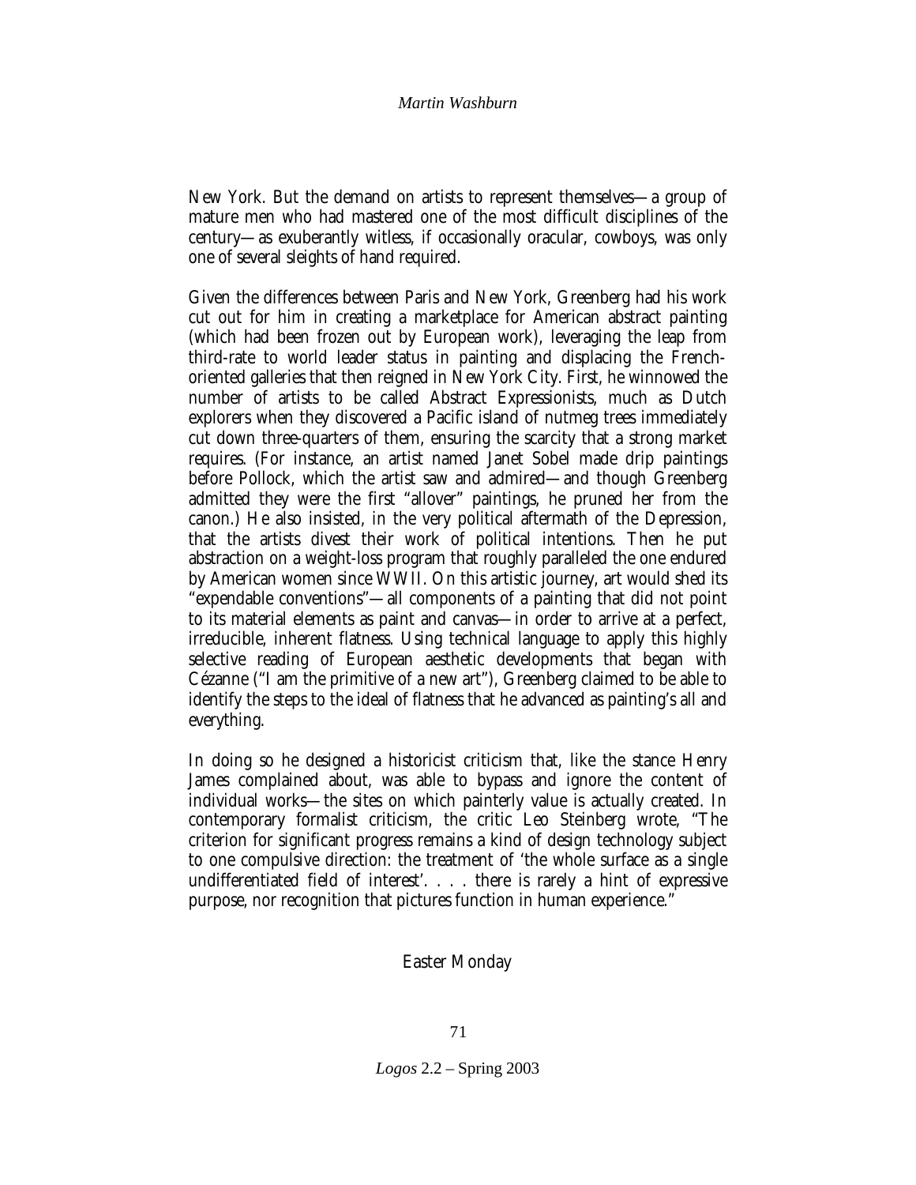New York. But the demand on artists to represent themselves—a group of mature men who had mastered one of the most difficult disciplines of the century—as exuberantly witless, if occasionally oracular, cowboys, was only one of several sleights of hand required.

Given the differences between Paris and New York, Greenberg had his work cut out for him in creating a marketplace for American abstract painting (which had been frozen out by European work), leveraging the leap from third-rate to world leader status in painting and displacing the French-oriented galleries that then reigned in New York City. First, he winnowed the number of artists to be called Abstract Expressionists, much as Dutch explorers when they discovered a Pacific island of nutmeg trees immediately cut down three-quarters of them, ensuring the scarcity that a strong market requires. (For instance, an artist named Janet Sobel made drip paintings before Pollock, which the artist saw and admired—and though Greenberg admitted they were the first "allover" paintings, he pruned her from the canon.) He also insisted, in the very political aftermath of the Depression, that the artists divest their work of political intentions. Then he put abstraction on a weight-loss program that roughly paralleled the one endured by American women since WWII. On this artistic journey, art would shed its "expendable conventions"—all components of a painting that did not point to its material elements as paint and canvas—in order to arrive at a perfect, irreducible, inherent flatness. Using technical language to apply this highly selective reading of European aesthetic developments that began with Cézanne ("I am the primitive of a new art"), Greenberg claimed to be able to identify the steps to the ideal of flatness that he advanced as painting's all and everything.

In doing so he designed a historicist criticism that, like the stance Henry James complained about, was able to bypass and ignore the content of individual works—the sites on which painterly value is actually created. In contemporary formalist criticism, the critic Leo Steinberg wrote, "The criterion for significant progress remains a kind of design technology subject to one compulsive direction: the treatment of 'the whole surface as a single undifferentiated field of interest'. . . . there is rarely a hint of expressive purpose, nor recognition that pictures function in human experience."

## Easter Monday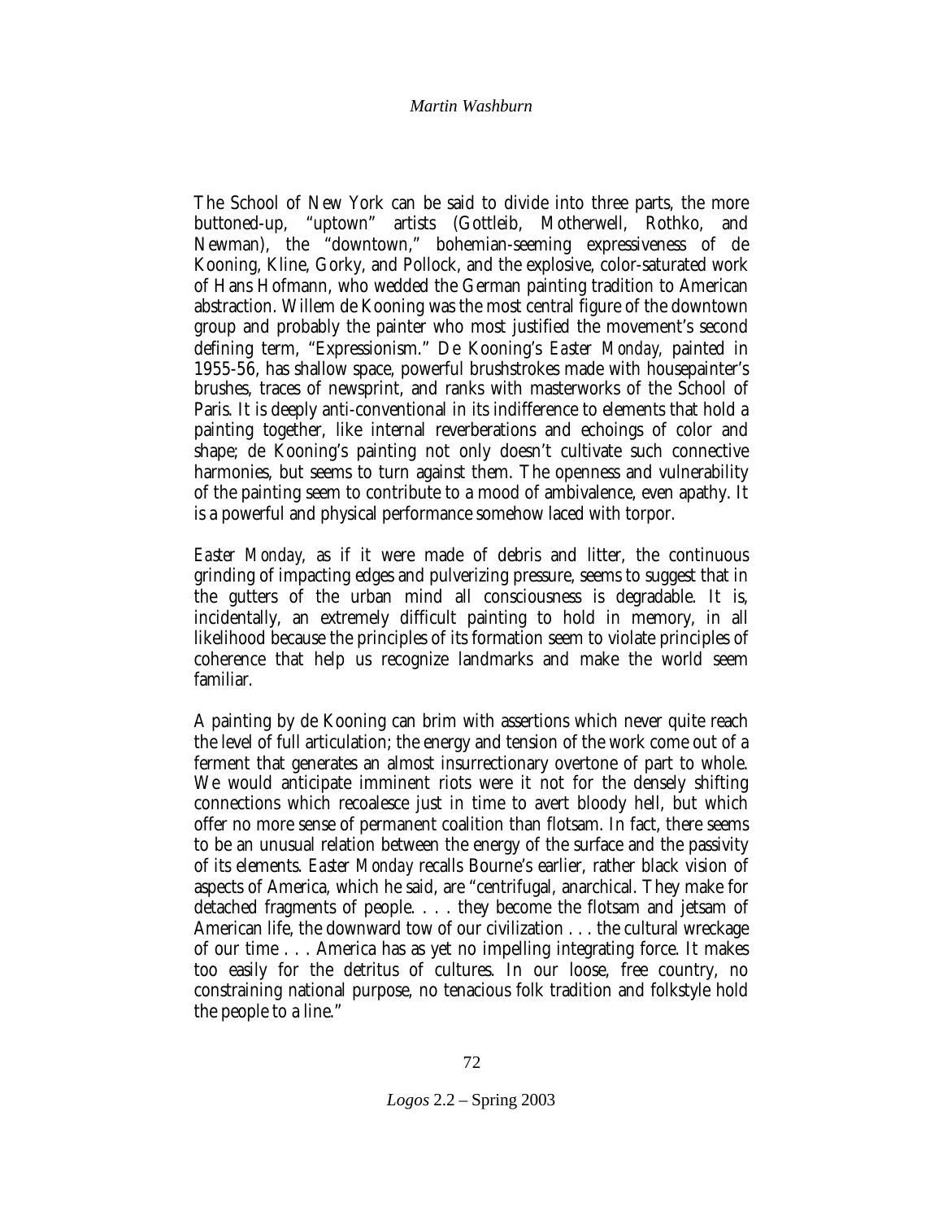The School of New York can be said to divide into three parts, the more buttoned-up, "uptown" artists (Gottleib, Motherwell, Rothko, and Newman), the "downtown," bohemian-seeming expressiveness of de Kooning, Kline, Gorky, and Pollock, and the explosive, color-saturated work of Hans Hofmann, who wedded the German painting tradition to American abstraction. Willem de Kooning was the most central figure of the downtown group and probably the painter who most justified the movement's second defining term, "Expressionism." De Kooning's *Easter Monday*, painted in 1955-56, has shallow space, powerful brushstrokes made with housepainter's brushes, traces of newsprint, and ranks with masterworks of the School of Paris. It is deeply anti-conventional in its indifference to elements that hold a painting together, like internal reverberations and echoings of color and shape; de Kooning's painting not only doesn't cultivate such connective harmonies, but seems to turn against them. The openness and vulnerability of the painting seem to contribute to a mood of ambivalence, even apathy. It is a powerful and physical performance somehow laced with torpor.

*Easter Monday*, as if it were made of debris and litter, the continuous grinding of impacting edges and pulverizing pressure, seems to suggest that in the gutters of the urban mind all consciousness is degradable. It is, incidentally, an extremely difficult painting to hold in memory, in all likelihood because the principles of its formation seem to violate principles of coherence that help us recognize landmarks and make the world seem familiar.

A painting by de Kooning can brim with assertions which never quite reach the level of full articulation; the energy and tension of the work come out of a ferment that generates an almost insurrectionary overtone of part to whole. We would anticipate imminent riots were it not for the densely shifting connections which recoalesce just in time to avert bloody hell, but which offer no more sense of permanent coalition than flotsam. In fact, there seems to be an unusual relation between the energy of the surface and the passivity of its elements. *Easter Monday* recalls Bourne's earlier, rather black vision of aspects of America, which he said, are "centrifugal, anarchical. They make for detached fragments of people. . . . they become the flotsam and jetsam of American life, the downward tow of our civilization . . . the cultural wreckage of our time . . . America has as yet no impelling integrating force. It makes too easily for the detritus of cultures. In our loose, free country, no constraining national purpose, no tenacious folk tradition and folkstyle hold the people to a line."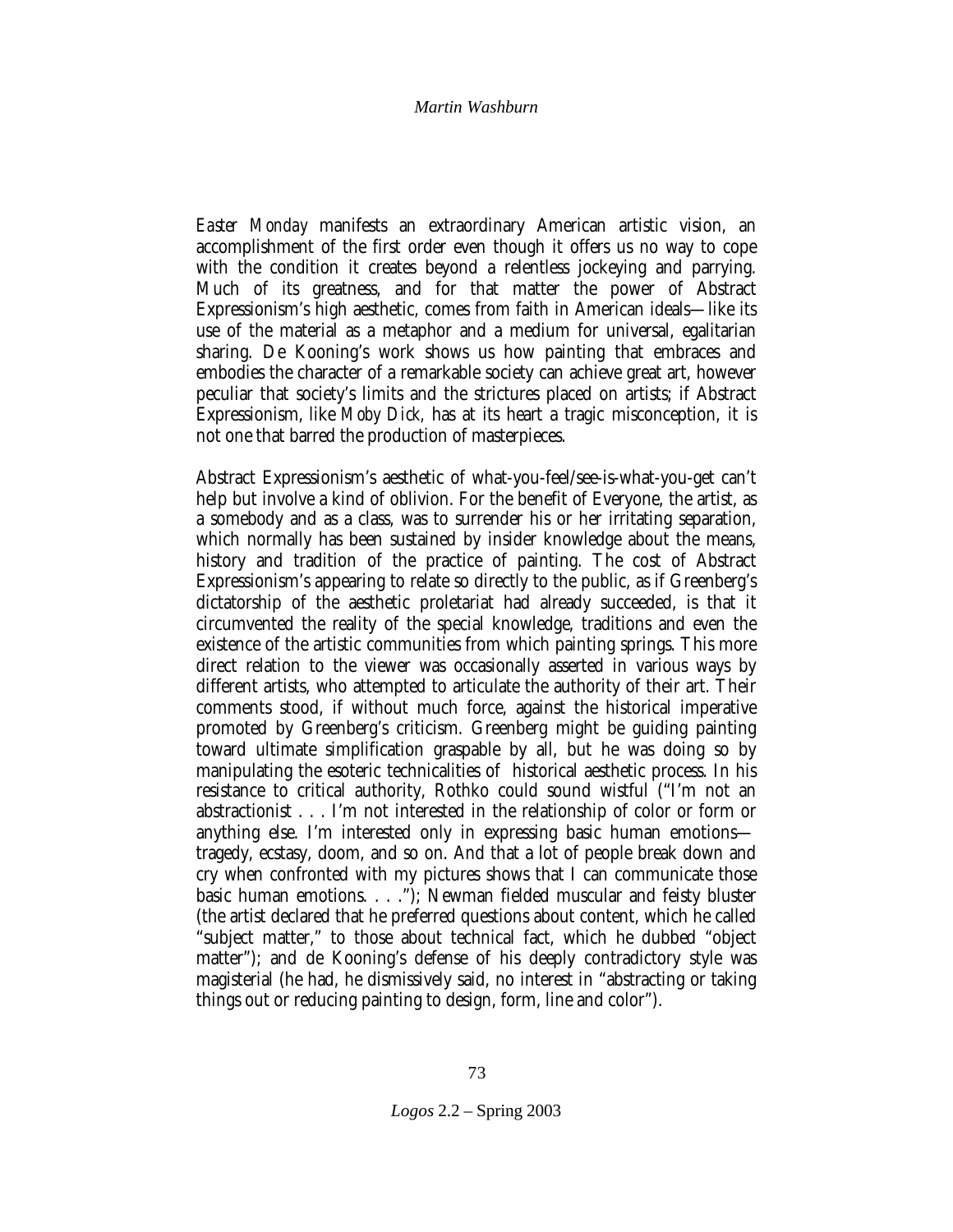*Easter Monday* manifests an extraordinary American artistic vision, an accomplishment of the first order even though it offers us no way to cope with the condition it creates beyond a relentless jockeying and parrying. Much of its greatness, and for that matter the power of Abstract Expressionism's high aesthetic, comes from faith in American ideals—like its use of the material as a metaphor and a medium for universal, egalitarian sharing. De Kooning's work shows us how painting that embraces and embodies the character of a remarkable society can achieve great art, however peculiar that society's limits and the strictures placed on artists; if Abstract Expressionism, like *Moby Dick,* has at its heart a tragic misconception, it is not one that barred the production of masterpieces.

Abstract Expressionism's aesthetic of what-you-feel/see-is-what-you-get can't help but involve a kind of oblivion. For the benefit of Everyone, the artist, as a somebody and as a class, was to surrender his or her irritating separation, which normally has been sustained by insider knowledge about the means, history and tradition of the practice of painting. The cost of Abstract Expressionism's appearing to relate so directly to the public, as if Greenberg's dictatorship of the aesthetic proletariat had already succeeded, is that it circumvented the reality of the special knowledge, traditions and even the existence of the artistic communities from which painting springs. This more direct relation to the viewer was occasionally asserted in various ways by different artists, who attempted to articulate the authority of their art. Their comments stood, if without much force, against the historical imperative promoted by Greenberg's criticism. Greenberg might be guiding painting toward ultimate simplification graspable by all, but he was doing so by manipulating the esoteric technicalities of historical aesthetic process. In his resistance to critical authority, Rothko could sound wistful ("I'm not an abstractionist . . . I'm not interested in the relationship of color or form or anything else. I'm interested only in expressing basic human emotions—tragedy, ecstasy, doom, and so on. And that a lot of people break down and cry when confronted with my pictures shows that I can communicate those basic human emotions. . . ."); Newman fielded muscular and feisty bluster (the artist declared that he preferred questions about content, which he called "subject matter," to those about technical fact, which he dubbed "object matter"); and de Kooning's defense of his deeply contradictory style was magisterial (he had, he dismissively said, no interest in "abstracting or taking things out or reducing painting to design, form, line and color").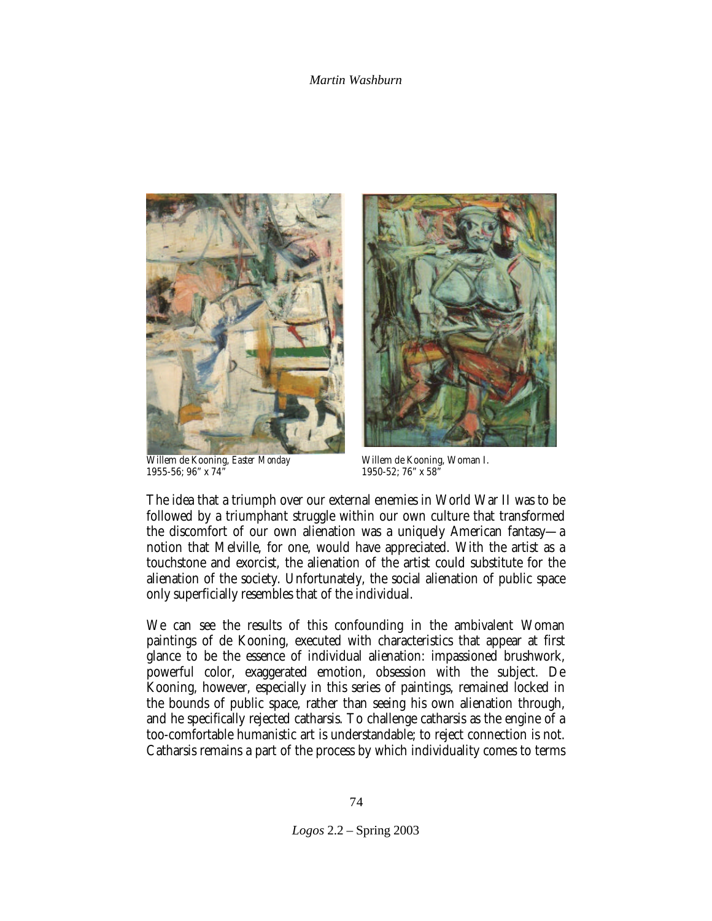Willem de Kooning, *Easter Monday*
1955-56; 96" x 74"

Willem de Kooning, Woman I.
1950-52; 76" x 58"

The idea that a triumph over our external enemies in World War II was to be followed by a triumphant struggle within our own culture that transformed the discomfort of our own alienation was a uniquely American fantasy—a notion that Melville, for one, would have appreciated. With the artist as a touchstone and exorcist, the alienation of the artist could substitute for the alienation of the society. Unfortunately, the social alienation of public space only superficially resembles that of the individual.

We can see the results of this confounding in the ambivalent Woman paintings of de Kooning, executed with characteristics that appear at first glance to be the essence of individual alienation: impassioned brushwork, powerful color, exaggerated emotion, obsession with the subject. De Kooning, however, especially in this series of paintings, remained locked in the bounds of public space, rather than seeing his own alienation through, and he specifically rejected catharsis. To challenge catharsis as the engine of a too-comfortable humanistic art is understandable; to reject connection is not. Catharsis remains a part of the process by which individuality comes to terms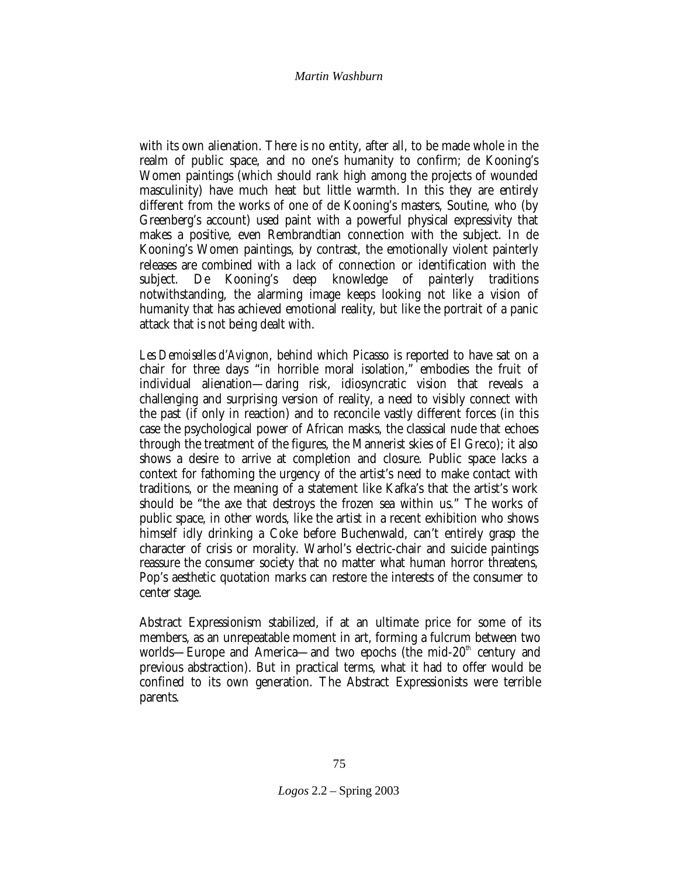with its own alienation. There is no entity, after all, to be made whole in the realm of public space, and no one's humanity to confirm; de Kooning's Women paintings (which should rank high among the projects of wounded masculinity) have much heat but little warmth. In this they are entirely different from the works of one of de Kooning's masters, Soutine, who (by Greenberg's account) used paint with a powerful physical expressivity that makes a positive, even Rembrandtian connection with the subject. In de Kooning's Women paintings, by contrast, the emotionally violent painterly releases are combined with a *lack* of connection or identification with the subject. De Kooning's deep knowledge of painterly traditions notwithstanding, the alarming image keeps looking not like a vision of humanity that has achieved emotional reality, but like the portrait of a panic attack that is not being dealt with.

*Les Demoiselles d'Avignon*, behind which Picasso is reported to have sat on a chair for three days "in horrible moral isolation," embodies the fruit of individual alienation—daring risk, idiosyncratic vision that reveals a challenging and surprising version of reality, a need to visibly connect with the past (if only in reaction) and to reconcile vastly different forces (in this case the psychological power of African masks, the classical nude that echoes through the treatment of the figures, the Mannerist skies of El Greco); it also shows a desire to arrive at completion and closure. Public space lacks a context for fathoming the urgency of the artist's need to make contact with traditions, or the meaning of a statement like Kafka's that the artist's work should be "the axe that destroys the frozen sea within us." The works of public space, in other words, like the artist in a recent exhibition who shows himself idly drinking a Coke before Buchenwald, can't entirely grasp the character of crisis or morality. Warhol's electric-chair and suicide paintings reassure the consumer society that no matter what human horror threatens, Pop's aesthetic quotation marks can restore the interests of the consumer to center stage.

Abstract Expressionism stabilized, if at an ultimate price for some of its members, as an unrepeatable moment in art, forming a fulcrum between two worlds—Europe and America—and two epochs (the mid-20th century and previous abstraction). But in practical terms, what it had to offer would be confined to its own generation. The Abstract Expressionists were terrible parents.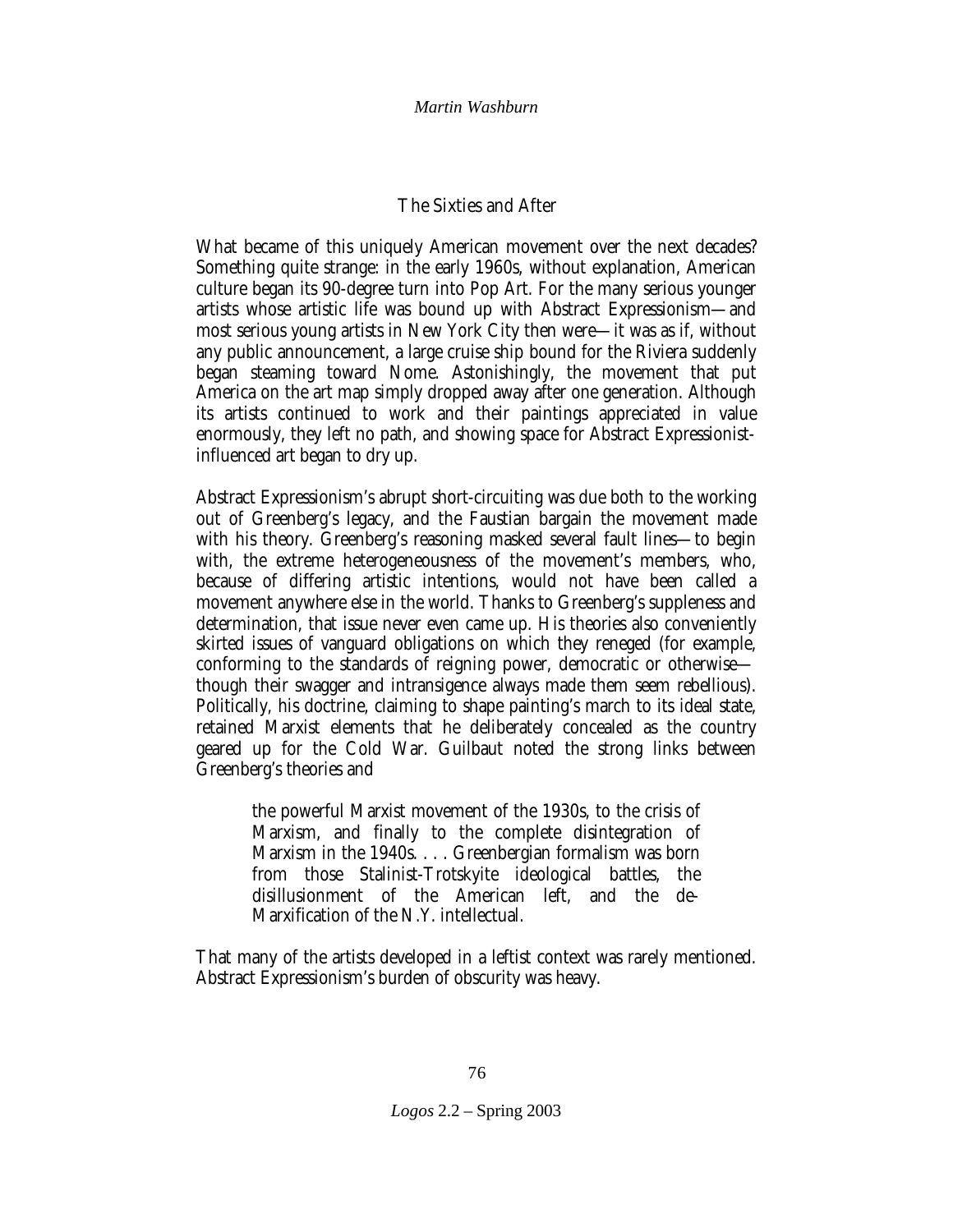## The Sixties and After

What became of this uniquely American movement over the next decades? Something quite strange: in the early 1960s, without explanation, American culture began its 90-degree turn into Pop Art. For the many serious younger artists whose artistic life was bound up with Abstract Expressionism—and most serious young artists in New York City then were—it was as if, without any public announcement, a large cruise ship bound for the Riviera suddenly began steaming toward Nome. Astonishingly, the movement that put America on the art map simply dropped away after one generation. Although its artists continued to work and their paintings appreciated in value enormously, they left no path, and showing space for Abstract Expressionist-influenced art began to dry up.

Abstract Expressionism's abrupt short-circuiting was due both to the working out of Greenberg's legacy, and the Faustian bargain the movement made with his theory. Greenberg's reasoning masked several fault lines—to begin with, the extreme heterogeneousness of the movement's members, who, because of differing artistic intentions, would not have been called a movement anywhere else in the world. Thanks to Greenberg's suppleness and determination, that issue never even came up. His theories also conveniently skirted issues of vanguard obligations on which they reneged (for example, conforming to the standards of reigning power, democratic or otherwise—though their swagger and intransigence always made them seem rebellious). Politically, his doctrine, claiming to shape painting's march to its ideal state, retained Marxist elements that he deliberately concealed as the country geared up for the Cold War. Guilbaut noted the strong links between Greenberg's theories and

> the powerful Marxist movement of the 1930s, to the crisis of Marxism, and finally to the complete disintegration of Marxism in the 1940s. . . . Greenbergian formalism was born from those Stalinist-Trotskyite ideological battles, the disillusionment of the American left, and the de-Marxification of the N.Y. intellectual.

That many of the artists developed in a leftist context was rarely mentioned. Abstract Expressionism's burden of obscurity was heavy.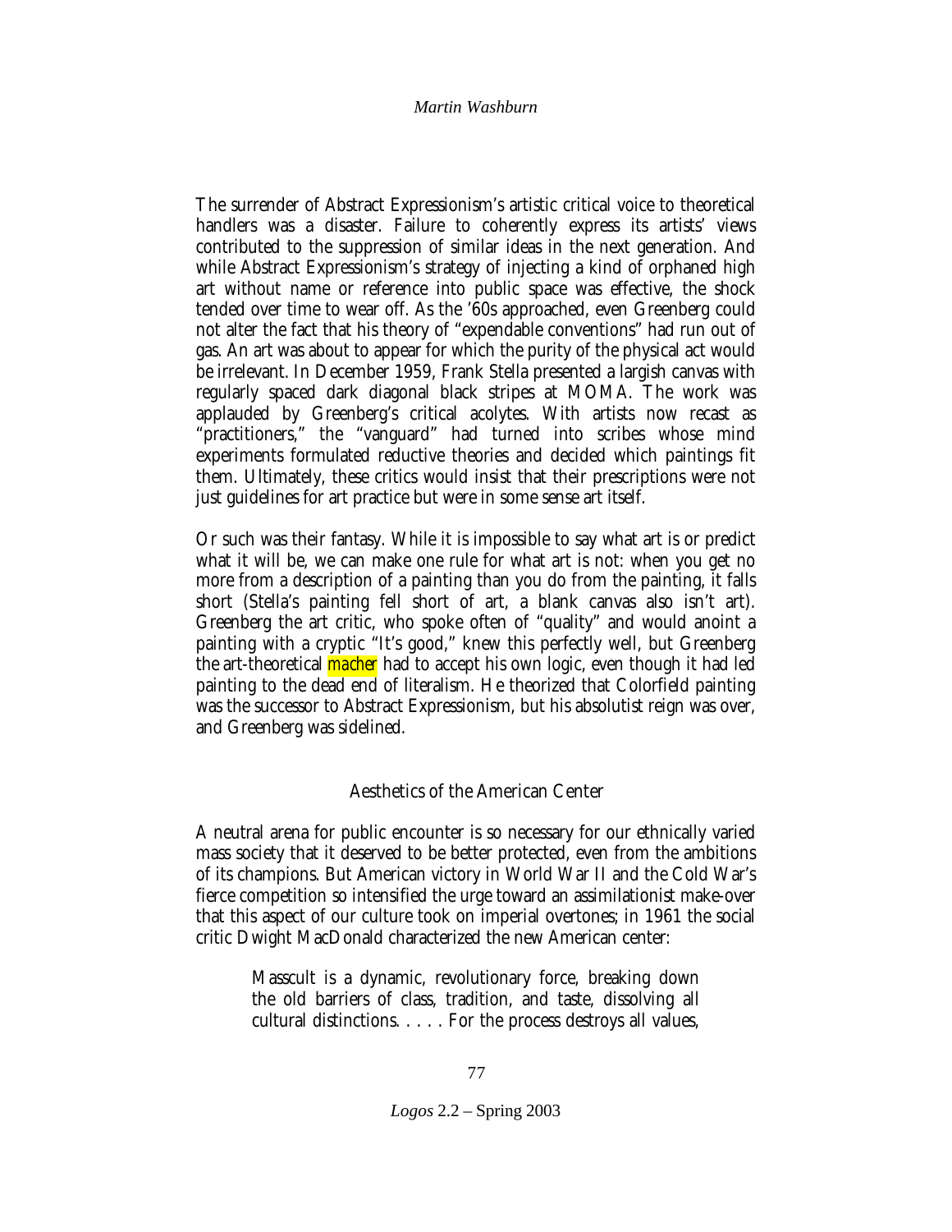The surrender of Abstract Expressionism's artistic critical voice to theoretical handlers was a disaster. Failure to coherently express its artists' views contributed to the suppression of similar ideas in the next generation. And while Abstract Expressionism's strategy of injecting a kind of orphaned high art without name or reference into public space was effective, the shock tended over time to wear off. As the '60s approached, even Greenberg could not alter the fact that his theory of "expendable conventions" had run out of gas. An art was about to appear for which the purity of the physical act would be irrelevant. In December 1959, Frank Stella presented a largish canvas with regularly spaced dark diagonal black stripes at MOMA. The work was applauded by Greenberg's critical acolytes. With artists now recast as "practitioners," the "vanguard" had turned into scribes whose mind experiments formulated reductive theories and decided which paintings fit them. Ultimately, these critics would insist that their prescriptions were not just guidelines for art practice but were in some sense art itself.

Or such was their fantasy. While it is impossible to say what art is or predict what it will be, we can make one rule for what art is not: when you get no more from a description of a painting than you do from the painting, it falls short (Stella's painting fell short of art, a blank canvas also isn't art). Greenberg the art critic, who spoke often of "quality" and would anoint a painting with a cryptic "It's good," knew this perfectly well, but Greenberg the art-theoretical macher had to accept his own logic, even though it had led painting to the dead end of literalism. He theorized that Colorfield painting was the successor to Abstract Expressionism, but his absolutist reign was over, and Greenberg was sidelined.

## Aesthetics of the American Center

A neutral arena for public encounter is so necessary for our ethnically varied mass society that it deserved to be better protected, even from the ambitions of its champions. But American victory in World War II and the Cold War's fierce competition so intensified the urge toward an assimilationist make-over that this aspect of our culture took on imperial overtones; in 1961 the social critic Dwight MacDonald characterized the new American center:

> Masscult is a dynamic, revolutionary force, breaking down the old barriers of class, tradition, and taste, dissolving all cultural distinctions. . . . . For the process destroys all values,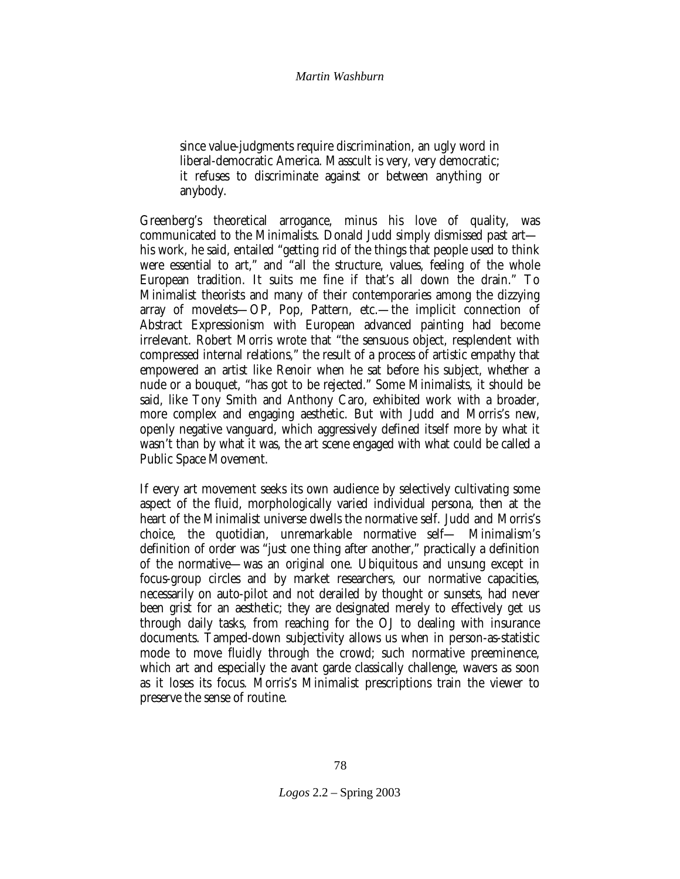> since value-judgments require discrimination, an ugly word in liberal-democratic America. Masscult is very, very democratic; it refuses to discriminate against or between anything or anybody.

Greenberg's theoretical arrogance, minus his love of quality, was communicated to the Minimalists. Donald Judd simply dismissed past art—his work, he said, entailed "getting rid of the things that people used to think were essential to art," and "all the structure, values, feeling of the whole European tradition. It suits me fine if that's all down the drain." To Minimalist theorists and many of their contemporaries among the dizzying array of movelets—OP, Pop, Pattern, etc.—the implicit connection of Abstract Expressionism with European advanced painting had become irrelevant. Robert Morris wrote that "the sensuous object, resplendent with compressed internal relations," the result of a process of artistic empathy that empowered an artist like Renoir when he sat before his subject, whether a nude or a bouquet, "has got to be rejected." Some Minimalists, it should be said, like Tony Smith and Anthony Caro, exhibited work with a broader, more complex and engaging aesthetic. But with Judd and Morris's new, openly negative vanguard, which aggressively defined itself more by what it wasn't than by what it was, the art scene engaged with what could be called a Public Space Movement.

If every art movement seeks its own audience by selectively cultivating some aspect of the fluid, morphologically varied individual persona, then at the heart of the Minimalist universe dwells the normative self. Judd and Morris's choice, the quotidian, unremarkable normative self— Minimalism's definition of order was "just one thing after another," practically a definition of the normative—was an original one. Ubiquitous and unsung except in focus-group circles and by market researchers, our normative capacities, necessarily on auto-pilot and not derailed by thought or sunsets, had never been grist for an aesthetic; they are designated merely to effectively get us through daily tasks, from reaching for the OJ to dealing with insurance documents. Tamped-down subjectivity allows us when in person-as-statistic mode to move fluidly through the crowd; such normative preeminence, which art and especially the avant garde classically challenge, wavers as soon as it loses its focus. Morris's Minimalist prescriptions train the viewer to preserve the sense of routine.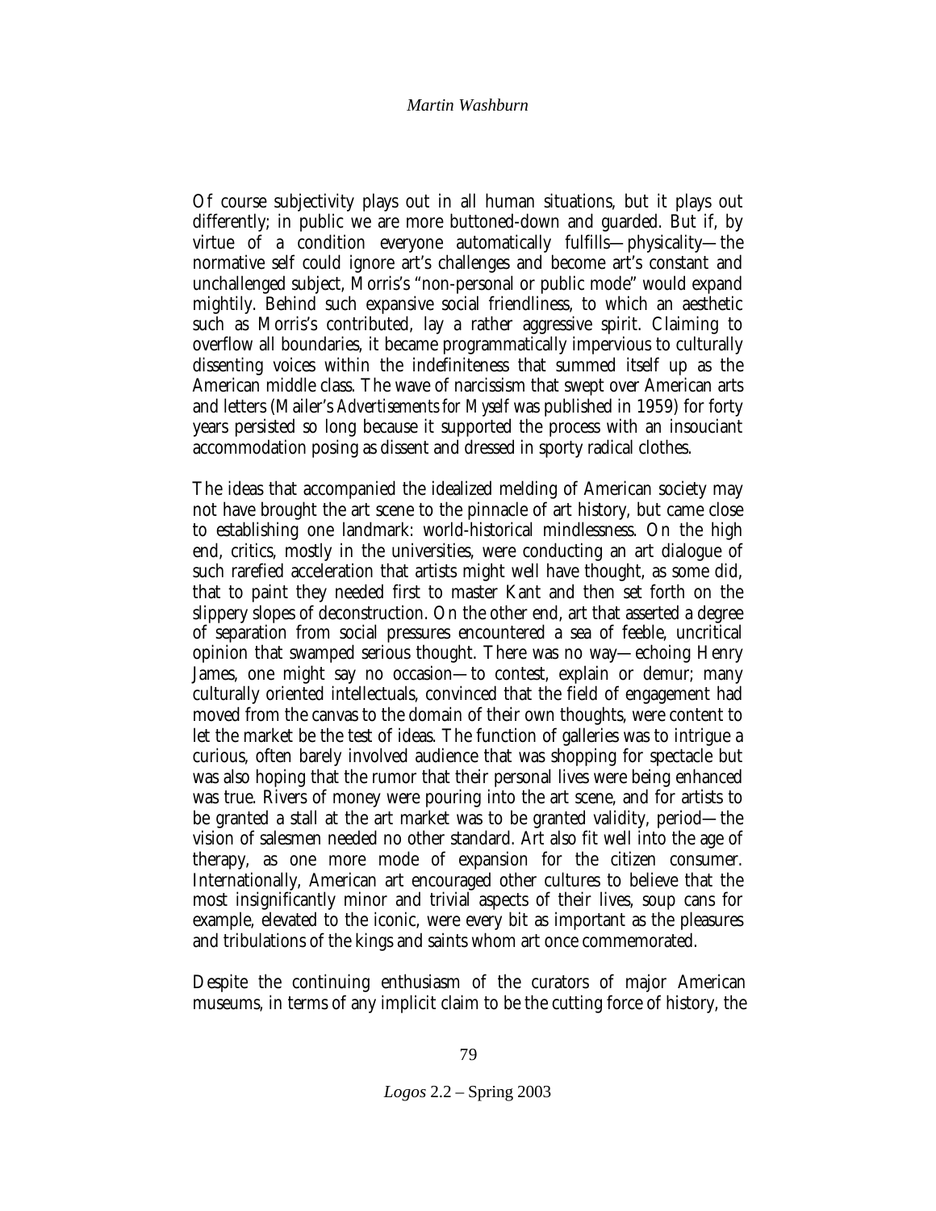Of course subjectivity plays out in all human situations, but it plays out differently; in public we are more buttoned-down and guarded. But if, by virtue of a condition everyone automatically fulfills—physicality—the normative self could ignore art's challenges and become art's constant and unchallenged subject, Morris's "non-personal or public mode" would expand mightily. Behind such expansive social friendliness, to which an aesthetic such as Morris's contributed, lay a rather aggressive spirit. Claiming to overflow all boundaries, it became programmatically impervious to culturally dissenting voices within the indefiniteness that summed itself up as the American middle class. The wave of narcissism that swept over American arts and letters (Mailer's *Advertisements for Myself* was published in 1959) for forty years persisted so long because it supported the process with an insouciant accommodation posing as dissent and dressed in sporty radical clothes.

The ideas that accompanied the idealized melding of American society may not have brought the art scene to the pinnacle of art history, but came close to establishing one landmark: world-historical mindlessness. On the high end, critics, mostly in the universities, were conducting an art dialogue of such rarefied acceleration that artists might well have thought, as some did, that to paint they needed first to master Kant and then set forth on the slippery slopes of deconstruction. On the other end, art that asserted a degree of separation from social pressures encountered a sea of feeble, uncritical opinion that swamped serious thought. There was no way—echoing Henry James, one might say no occasion—to contest, explain or demur; many culturally oriented intellectuals, convinced that the field of engagement had moved from the canvas to the domain of their own thoughts, were content to let the market be the test of ideas. The function of galleries was to intrigue a curious, often barely involved audience that was shopping for spectacle but was also hoping that the rumor that their personal lives were being enhanced was true. Rivers of money were pouring into the art scene, and for artists to be granted a stall at the art market was to be granted validity, period—the vision of salesmen needed no other standard. Art also fit well into the age of therapy, as one more mode of expansion for the citizen consumer. Internationally, American art encouraged other cultures to believe that the most insignificantly minor and trivial aspects of their lives, soup cans for example, elevated to the iconic, were every bit as important as the pleasures and tribulations of the kings and saints whom art once commemorated.

Despite the continuing enthusiasm of the curators of major American museums, in terms of any implicit claim to be the cutting force of history, the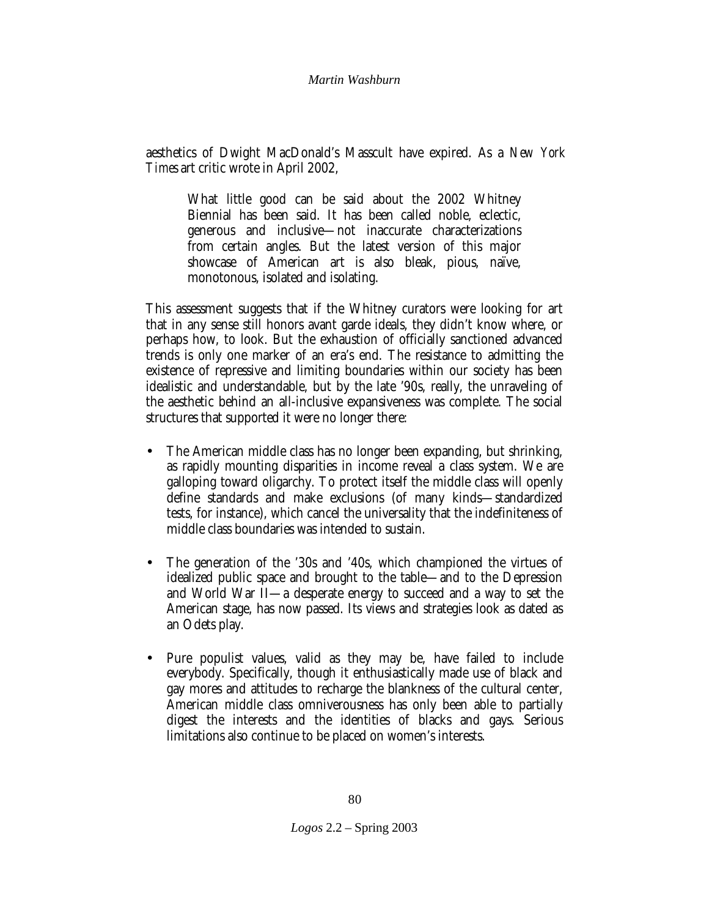aesthetics of Dwight MacDonald's Masscult have expired. As a *New York Times* art critic wrote in April 2002,

> What little good can be said about the 2002 Whitney Biennial has been said. It has been called noble, eclectic, generous and inclusive—not inaccurate characterizations from certain angles. But the latest version of this major showcase of American art is also bleak, pious, naïve, monotonous, isolated and isolating.

This assessment suggests that if the Whitney curators were looking for art that in any sense still honors avant garde ideals, they didn't know where, or perhaps how, to look. But the exhaustion of officially sanctioned advanced trends is only one marker of an era's end. The resistance to admitting the existence of repressive and limiting boundaries within our society has been idealistic and understandable, but by the late '90s, really, the unraveling of the aesthetic behind an all-inclusive expansiveness was complete. The social structures that supported it were no longer there:

- The American middle class has no longer been expanding, but shrinking, as rapidly mounting disparities in income reveal a class system. We are galloping toward oligarchy. To protect itself the middle class will openly define standards and make exclusions (of many kinds—standardized tests, for instance), which cancel the universality that the indefiniteness of middle class boundaries was intended to sustain.

- The generation of the '30s and '40s, which championed the virtues of idealized public space and brought to the table—and to the Depression and World War II—a desperate energy to succeed and a way to set the American stage, has now passed. Its views and strategies look as dated as an Odets play.

- Pure populist values, valid as they may be, have failed to include everybody. Specifically, though it enthusiastically made use of black and gay mores and attitudes to recharge the blankness of the cultural center, American middle class omniverousness has only been able to partially digest the interests and the identities of blacks and gays. Serious limitations also continue to be placed on women's interests.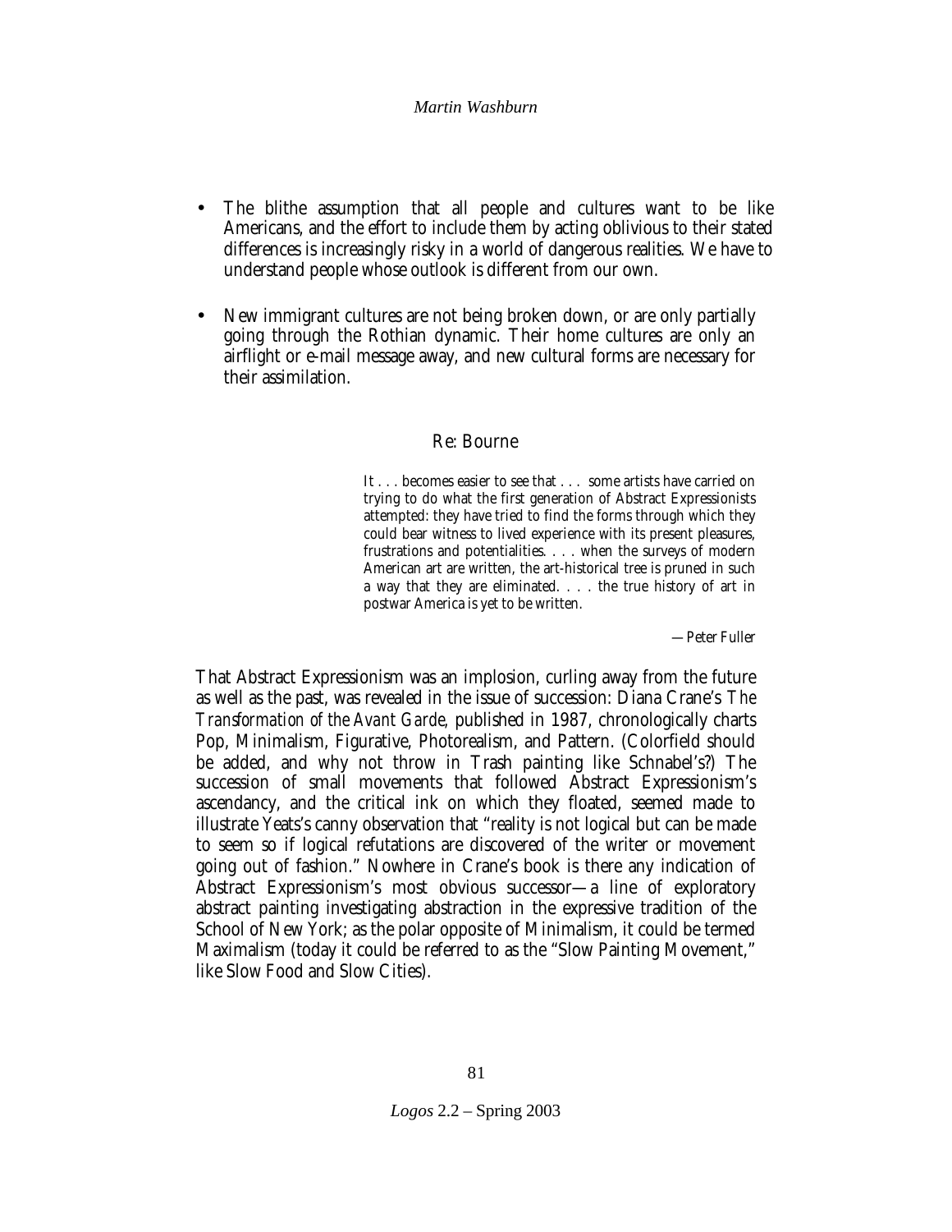- The blithe assumption that all people and cultures want to be like Americans, and the effort to include them by acting oblivious to their stated differences is increasingly risky in a world of dangerous realities. We have to understand people whose outlook is different from our own.

- New immigrant cultures are not being broken down, or are only partially going through the Rothian dynamic. Their home cultures are only an airflight or e-mail message away, and new cultural forms are necessary for their assimilation.

## Re: Bourne

> It . . . becomes easier to see that . . . some artists have carried on trying to do what the first generation of Abstract Expressionists attempted: they have tried to find the forms through which they could bear witness to lived experience with its present pleasures, frustrations and potentialities. . . . when the surveys of modern American art are written, the art-historical tree is pruned in such a way that they are eliminated. . . . the true history of art in postwar America is yet to be written.
>
> —Peter Fuller

That Abstract Expressionism was an implosion, curling away from the future as well as the past, was revealed in the issue of succession: Diana Crane's *The Transformation of the Avant Garde,* published in 1987, chronologically charts Pop, Minimalism, Figurative, Photorealism, and Pattern. (Colorfield should be added, and why not throw in Trash painting like Schnabel's?) The succession of small movements that followed Abstract Expressionism's ascendancy, and the critical ink on which they floated, seemed made to illustrate Yeats's canny observation that "reality is not logical but can be made to seem so if logical refutations are discovered of the writer or movement going out of fashion." Nowhere in Crane's book is there any indication of Abstract Expressionism's most obvious successor—a line of exploratory abstract painting investigating abstraction in the expressive tradition of the School of New York; as the polar opposite of Minimalism, it could be termed Maximalism (today it could be referred to as the "Slow Painting Movement," like Slow Food and Slow Cities).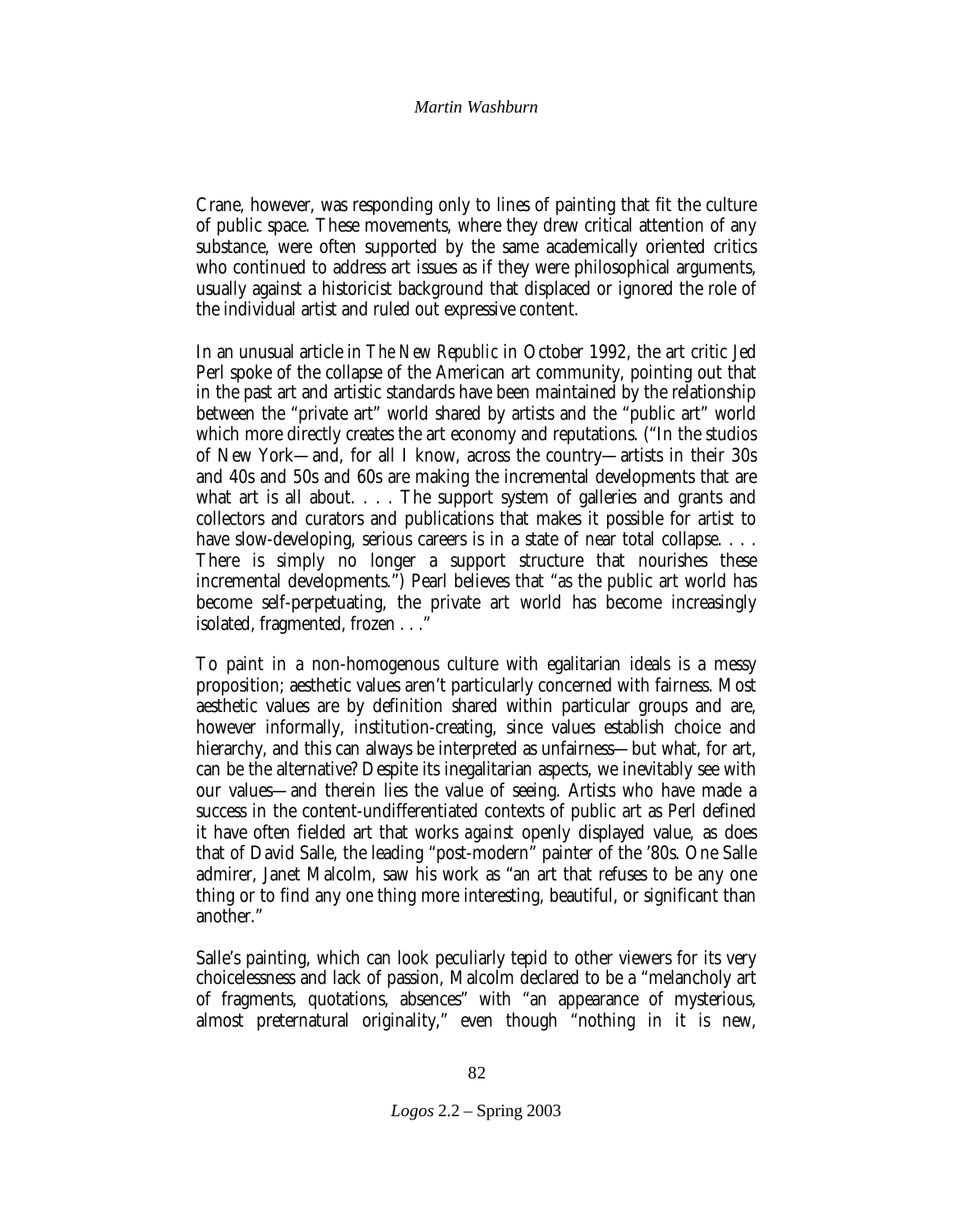Crane, however, was responding only to lines of painting that fit the culture of public space. These movements, where they drew critical attention of any substance, were often supported by the same academically oriented critics who continued to address art issues as if they were philosophical arguments, usually against a historicist background that displaced or ignored the role of the individual artist and ruled out expressive content.

In an unusual article in *The New Republic* in October 1992, the art critic Jed Perl spoke of the collapse of the American art community, pointing out that in the past art and artistic standards have been maintained by the relationship between the "private art" world shared by artists and the "public art" world which more directly creates the art economy and reputations. ("In the studios of New York—and, for all I know, across the country—artists in their 30s and 40s and 50s and 60s are making the incremental developments that are what art is all about. . . . The support system of galleries and grants and collectors and curators and publications that makes it possible for artist to have slow-developing, serious careers is in a state of near total collapse. . . . There is simply no longer a support structure that nourishes these incremental developments.") Pearl believes that "as the public art world has become self-perpetuating, the private art world has become increasingly isolated, fragmented, frozen . . ."

To paint in a non-homogenous culture with egalitarian ideals is a messy proposition; aesthetic values aren't particularly concerned with fairness. Most aesthetic values are by definition shared within particular groups and are, however informally, institution-creating, since values establish choice and hierarchy, and this can always be interpreted as unfairness—but what, for art, can be the alternative? Despite its inegalitarian aspects, we inevitably see with our values—and therein lies the value of seeing. Artists who have made a success in the content-undifferentiated contexts of public art as Perl defined it have often fielded art that works *against* openly displayed value, as does that of David Salle, the leading "post-modern" painter of the '80s. One Salle admirer, Janet Malcolm, saw his work as "an art that refuses to be any one thing or to find any one thing more interesting, beautiful, or significant than another."

Salle's painting, which can look peculiarly tepid to other viewers for its very choicelessness and lack of passion, Malcolm declared to be a "melancholy art of fragments, quotations, absences" with "an appearance of mysterious, almost preternatural originality," even though "nothing in it is new,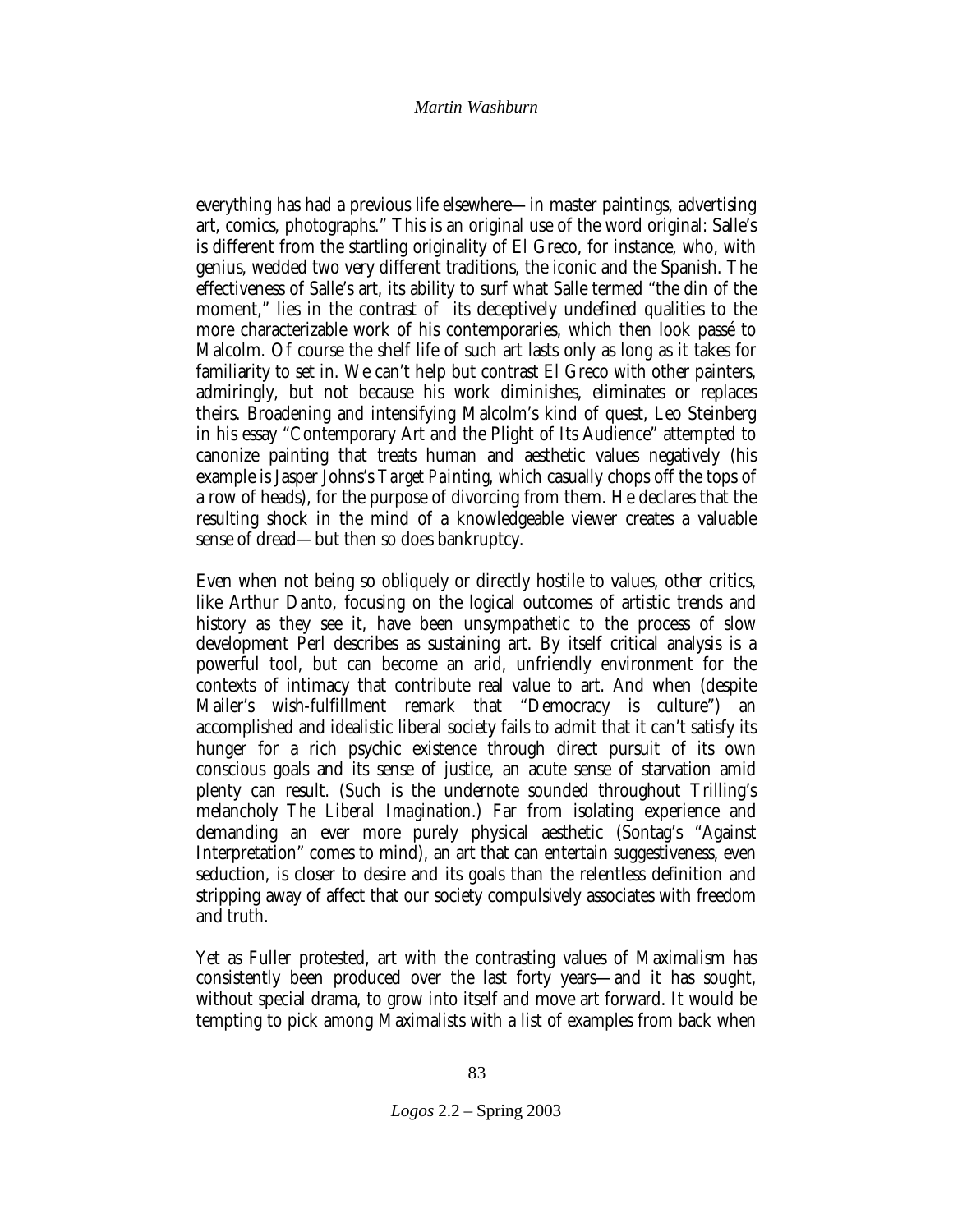everything has had a previous life elsewhere—in master paintings, advertising art, comics, photographs." This is an original use of the word original: Salle's is different from the startling originality of El Greco, for instance, who, with genius, wedded two very different traditions, the iconic and the Spanish. The effectiveness of Salle's art, its ability to surf what Salle termed "the din of the moment," lies in the contrast of its deceptively undefined qualities to the more characterizable work of his contemporaries, which then look passé to Malcolm. Of course the shelf life of such art lasts only as long as it takes for familiarity to set in. We can't help but contrast El Greco with other painters, admiringly, but not because his work diminishes, eliminates or replaces theirs. Broadening and intensifying Malcolm's kind of quest, Leo Steinberg in his essay "Contemporary Art and the Plight of Its Audience" attempted to canonize painting that treats human and aesthetic values negatively (his example is Jasper Johns's *Target Painting*, which casually chops off the tops of a row of heads), for the purpose of divorcing from them. He declares that the resulting shock in the mind of a knowledgeable viewer creates a valuable sense of dread—but then so does bankruptcy.

Even when not being so obliquely or directly hostile to values, other critics, like Arthur Danto, focusing on the logical outcomes of artistic trends and history as they see it, have been unsympathetic to the process of slow development Perl describes as sustaining art. By itself critical analysis is a powerful tool, but can become an arid, unfriendly environment for the contexts of intimacy that contribute real value to art. And when (despite Mailer's wish-fulfillment remark that "Democracy is culture") an accomplished and idealistic liberal society fails to admit that it can't satisfy its hunger for a rich psychic existence through direct pursuit of its own conscious goals and its sense of justice, an acute sense of starvation amid plenty can result. (Such is the undernote sounded throughout Trilling's melancholy *The Liberal Imagination*.) Far from isolating experience and demanding an ever more purely physical aesthetic (Sontag's "Against Interpretation" comes to mind), an art that can entertain suggestiveness, even seduction, is closer to desire and its goals than the relentless definition and stripping away of affect that our society compulsively associates with freedom and truth.

Yet as Fuller protested, art with the contrasting values of Maximalism has consistently been produced over the last forty years—and it has sought, without special drama, to grow into itself and move art forward. It would be tempting to pick among Maximalists with a list of examples from back when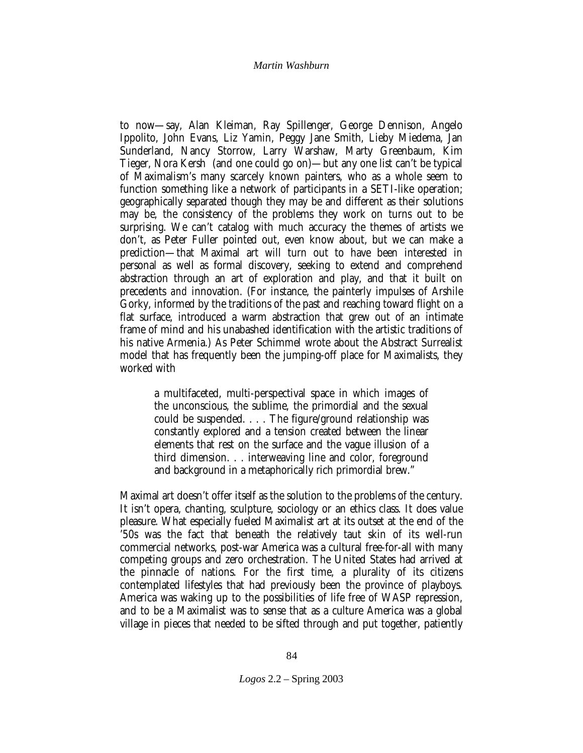to now—say, Alan Kleiman, Ray Spillenger, George Dennison, Angelo Ippolito, John Evans, Liz Yamin, Peggy Jane Smith, Lieby Miedema, Jan Sunderland, Nancy Storrow, Larry Warshaw, Marty Greenbaum, Kim Tieger, Nora Kersh (and one could go on)—but any one list can't be typical of Maximalism's many scarcely known painters, who as a whole seem to function something like a network of participants in a SETI-like operation; geographically separated though they may be and different as their solutions may be, the consistency of the problems they work on turns out to be surprising. We can't catalog with much accuracy the themes of artists we don't, as Peter Fuller pointed out, even know about, but we can make a prediction—that Maximal art will turn out to have been interested in personal as well as formal discovery, seeking to extend and comprehend abstraction through an art of exploration and play, and that it built on precedents *and* innovation. (For instance, the painterly impulses of Arshile Gorky, informed by the traditions of the past and reaching toward flight on a flat surface, introduced a warm abstraction that grew out of an intimate frame of mind and his unabashed identification with the artistic traditions of his native Armenia.) As Peter Schimmel wrote about the Abstract Surrealist model that has frequently been the jumping-off place for Maximalists, they worked with

> a multifaceted, multi-perspectival space in which images of the unconscious, the sublime, the primordial and the sexual could be suspended. . . . The figure/ground relationship was constantly explored and a tension created between the linear elements that rest on the surface and the vague illusion of a third dimension. . . interweaving line and color, foreground and background in a metaphorically rich primordial brew."

Maximal art doesn't offer itself as the solution to the problems of the century. It isn't opera, chanting, sculpture, sociology or an ethics class. It does value pleasure. What especially fueled Maximalist art at its outset at the end of the '50s was the fact that beneath the relatively taut skin of its well-run commercial networks, post-war America was a cultural free-for-all with many competing groups and zero orchestration. The United States had arrived at the pinnacle of nations. For the first time, a plurality of its citizens contemplated lifestyles that had previously been the province of playboys. America was waking up to the possibilities of life free of WASP repression, and to be a Maximalist was to sense that as a culture America was a global village in pieces that needed to be sifted through and put together, patiently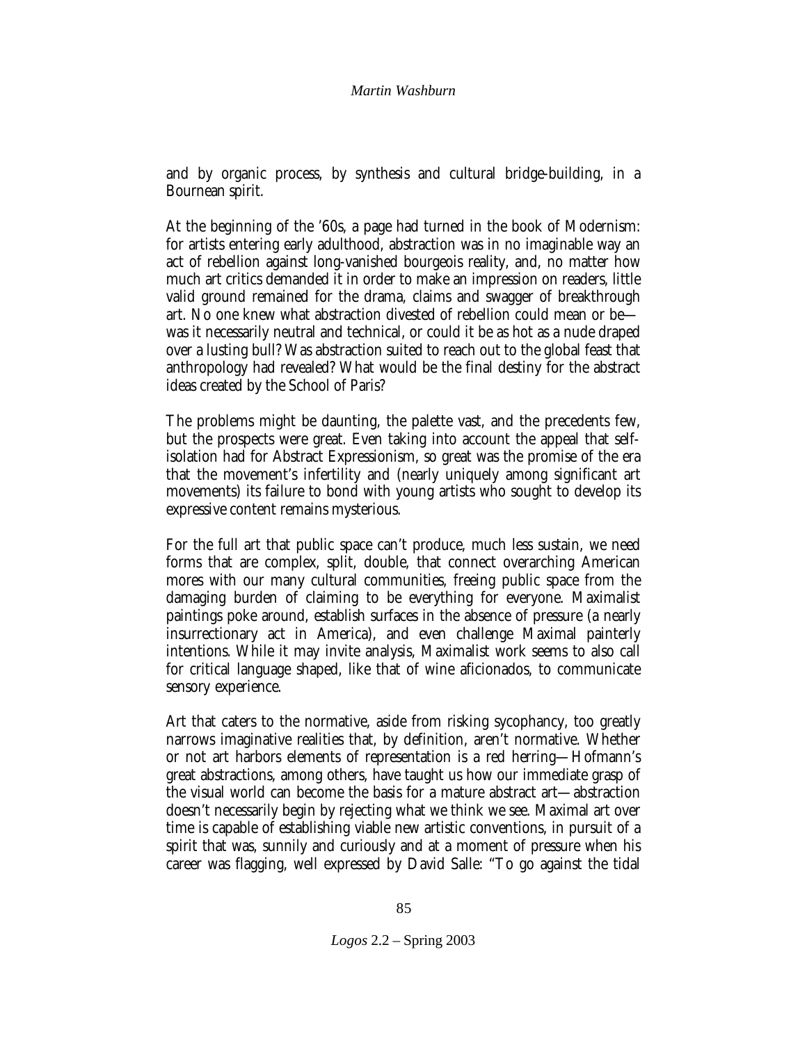and by organic process, by synthesis and cultural bridge-building, in a Bournean spirit.

At the beginning of the '60s, a page had turned in the book of Modernism: for artists entering early adulthood, abstraction was in no imaginable way an act of rebellion against long-vanished bourgeois reality, and, no matter how much art critics demanded it in order to make an impression on readers, little valid ground remained for the drama, claims and swagger of breakthrough art. No one knew what abstraction divested of rebellion could mean or be—was it necessarily neutral and technical, or could it be as hot as a nude draped over a lusting bull? Was abstraction suited to reach out to the global feast that anthropology had revealed? What would be the final destiny for the abstract ideas created by the School of Paris?

The problems might be daunting, the palette vast, and the precedents few, but the prospects were great. Even taking into account the appeal that self-isolation had for Abstract Expressionism, so great was the promise of the era that the movement's infertility and (nearly uniquely among significant art movements) its failure to bond with young artists who sought to develop its expressive content remains mysterious.

For the full art that public space can't produce, much less sustain, we need forms that are complex, split, double, that connect overarching American mores with our many cultural communities, freeing public space from the damaging burden of claiming to be everything for everyone. Maximalist paintings poke around, establish surfaces in the absence of pressure (a nearly insurrectionary act in America), and even challenge Maximal painterly intentions. While it may invite analysis, Maximalist work seems to also call for critical language shaped, like that of wine aficionados, to communicate sensory experience.

Art that caters to the normative, aside from risking sycophancy, too greatly narrows imaginative realities that, by definition, aren't normative. Whether or not art harbors elements of representation is a red herring—Hofmann's great abstractions, among others, have taught us how our immediate grasp of the visual world can become the basis for a mature abstract art—abstraction doesn't necessarily begin by rejecting what we think we see. Maximal art over time is capable of establishing viable new artistic conventions, in pursuit of a spirit that was, sunnily and curiously and at a moment of pressure when his career was flagging, well expressed by David Salle: "To go against the tidal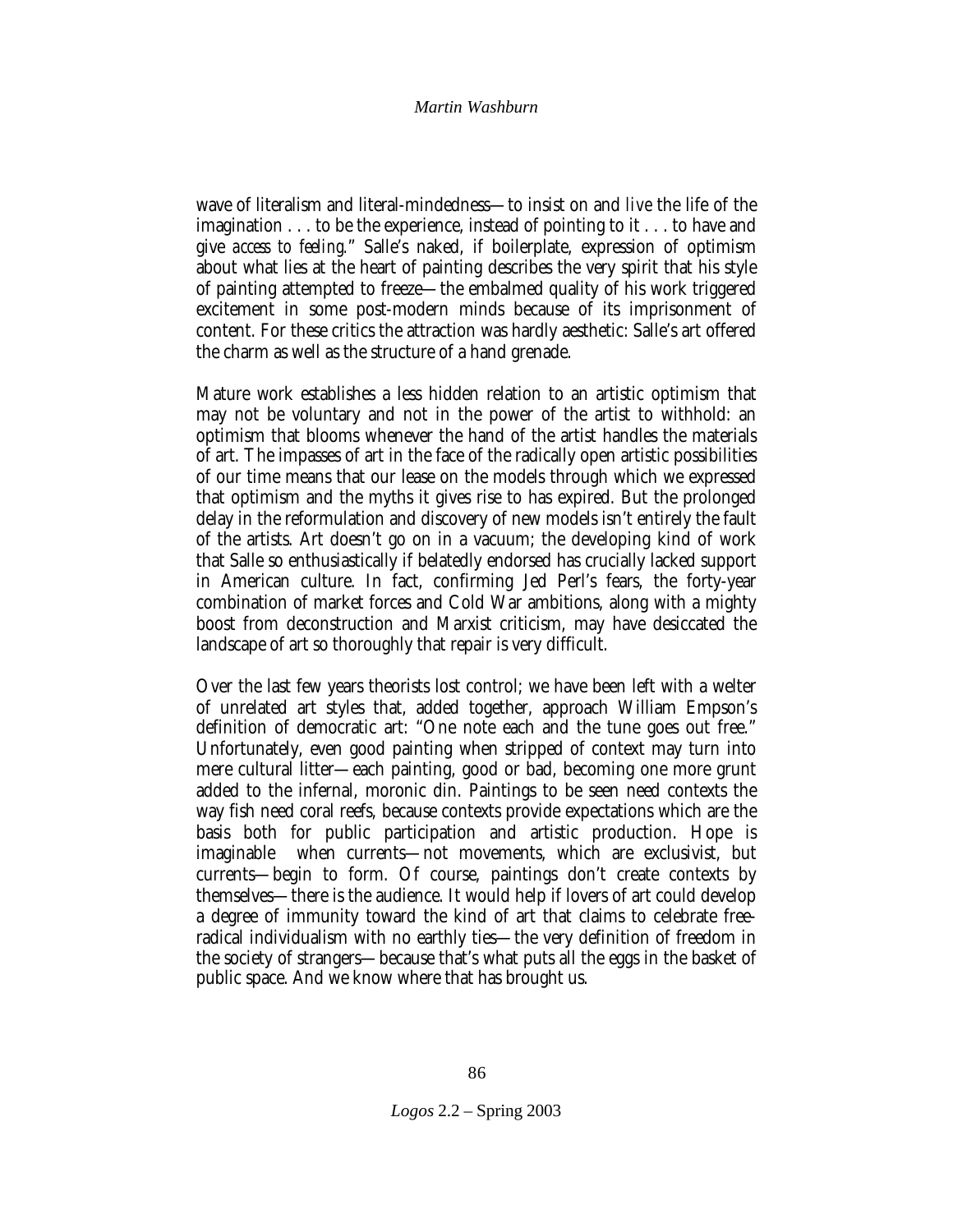wave of literalism and literal-mindedness—to insist on and *live* the life of the imagination . . . to be the experience, instead of pointing to it . . . to have and give *access to feeling*." Salle's naked, if boilerplate, expression of optimism about what lies at the heart of painting describes the very spirit that his style of painting attempted to freeze—the embalmed quality of his work triggered excitement in some post-modern minds because of its imprisonment of content. For these critics the attraction was hardly aesthetic: Salle's art offered the charm as well as the structure of a hand grenade.

Mature work establishes a less hidden relation to an artistic optimism that may not be voluntary and not in the power of the artist to withhold: an optimism that blooms whenever the hand of the artist handles the materials of art. The impasses of art in the face of the radically open artistic possibilities of our time means that our lease on the models through which we expressed that optimism and the myths it gives rise to has expired. But the prolonged delay in the reformulation and discovery of new models isn't entirely the fault of the artists. Art doesn't go on in a vacuum; the developing kind of work that Salle so enthusiastically if belatedly endorsed has crucially lacked support in American culture. In fact, confirming Jed Perl's fears, the forty-year combination of market forces and Cold War ambitions, along with a mighty boost from deconstruction and Marxist criticism, may have desiccated the landscape of art so thoroughly that repair is very difficult.

Over the last few years theorists lost control; we have been left with a welter of unrelated art styles that, added together, approach William Empson's definition of democratic art: "One note each and the tune goes out free." Unfortunately, even good painting when stripped of context may turn into mere cultural litter—each painting, good or bad, becoming one more grunt added to the infernal, moronic din. Paintings to be seen need contexts the way fish need coral reefs, because contexts provide expectations which are the basis both for public participation and artistic production. Hope is imaginable when currents—not movements, which are exclusivist, but currents—begin to form. Of course, paintings don't create contexts by themselves—there is the audience. It would help if lovers of art could develop a degree of immunity toward the kind of art that claims to celebrate free-radical individualism with no earthly ties—the very definition of freedom in the society of strangers—because that's what puts all the eggs in the basket of public space. And we know where that has brought us.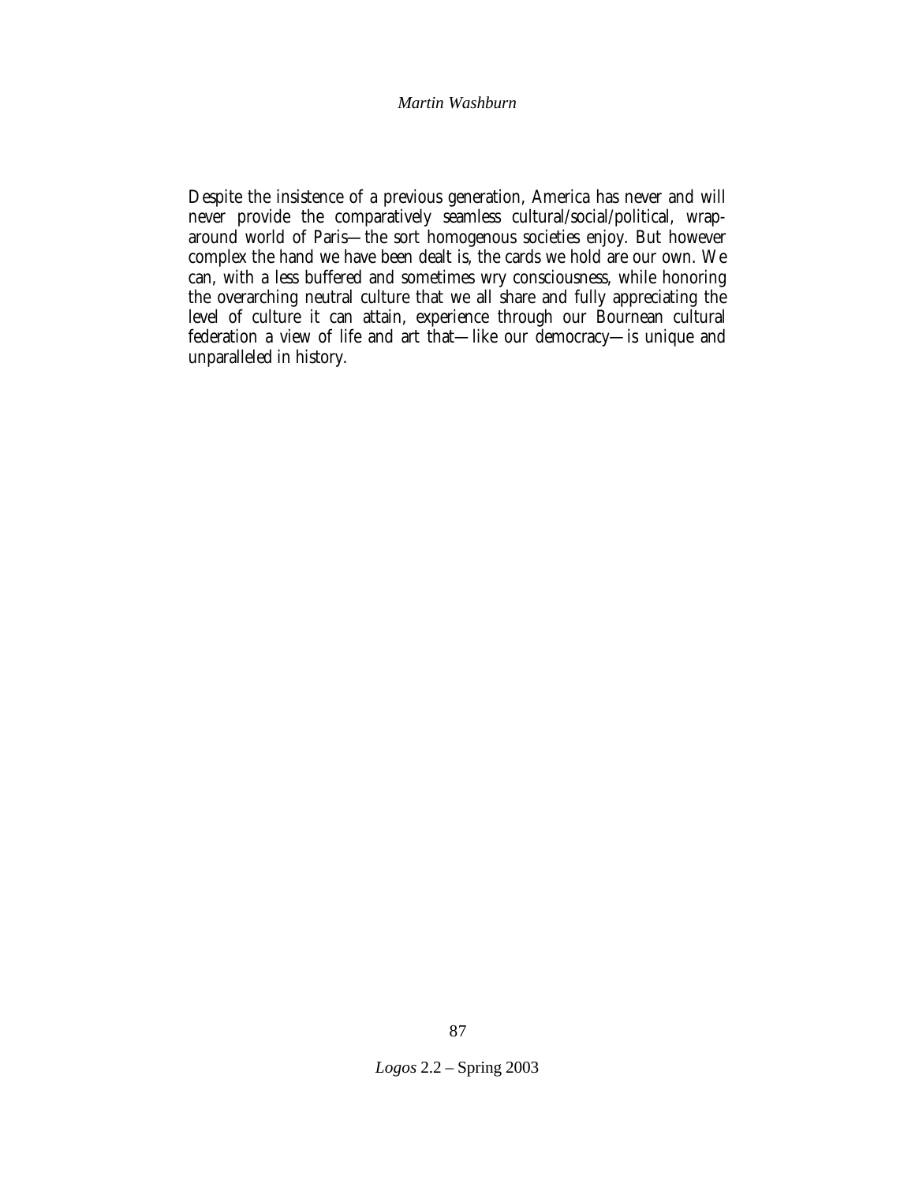Despite the insistence of a previous generation, America has never and will never provide the comparatively seamless cultural/social/political, wrap-around world of Paris—the sort homogenous societies enjoy. But however complex the hand we have been dealt is, the cards we hold are our own. We can, with a less buffered and sometimes wry consciousness, while honoring the overarching neutral culture that we all share and fully appreciating the level of culture it can attain, experience through our Bournean cultural federation a view of life and art that—like our democracy—is unique and unparalleled in history.